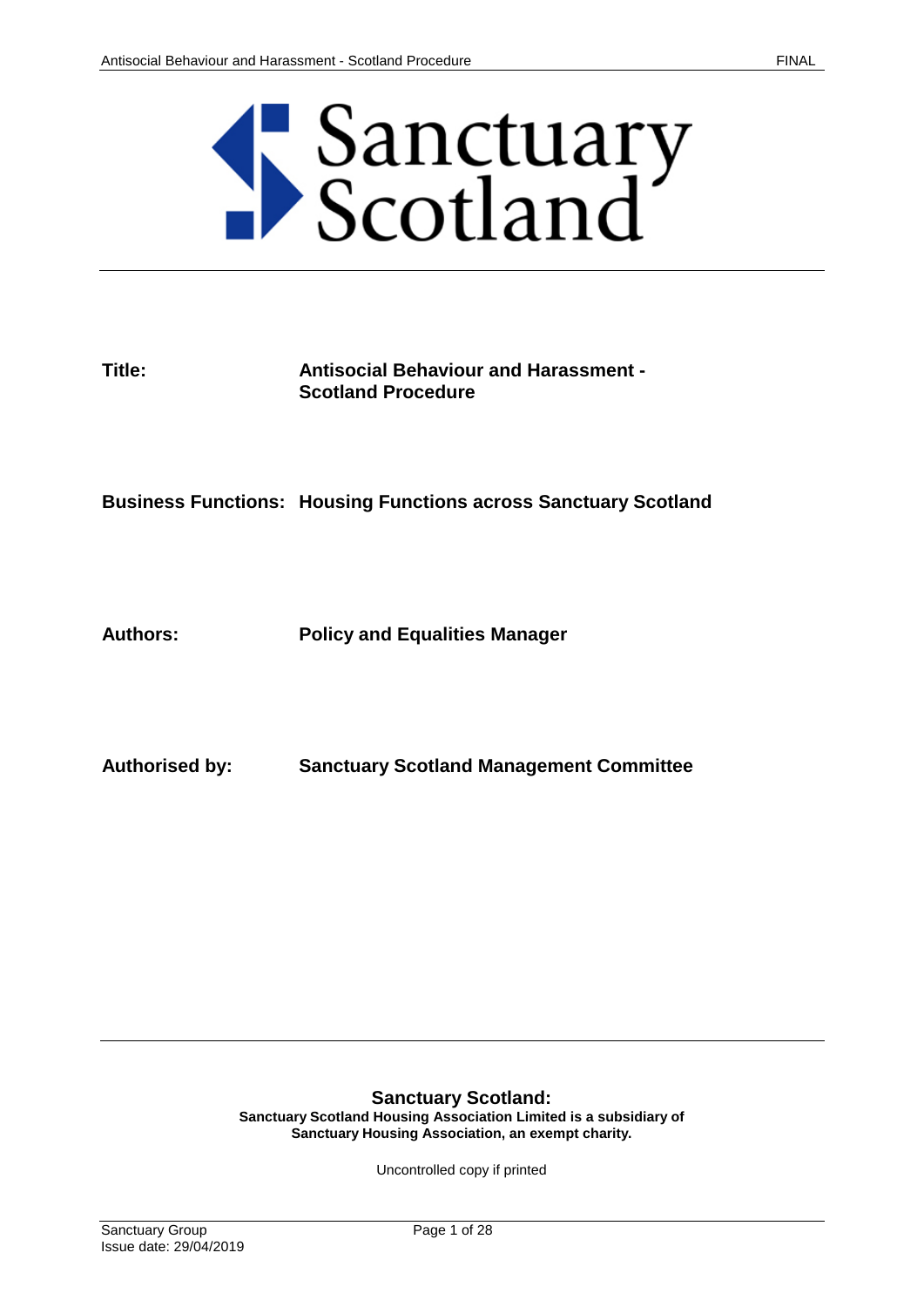Sanctuary Scotland

**Title:** **Antisocial Behaviour and Harassment - Scotland Procedure**

**Business Functions:** **Housing Functions across Sanctuary Scotland**

**Authors:** **Policy and Equalities Manager**

**Authorised by:** **Sanctuary Scotland Management Committee**

**Sanctuary Scotland:**
**Sanctuary Scotland Housing Association Limited is a subsidiary of Sanctuary Housing Association, an exempt charity.**

Uncontrolled copy if printed

Sanctuary Group
Issue date: 29/04/2019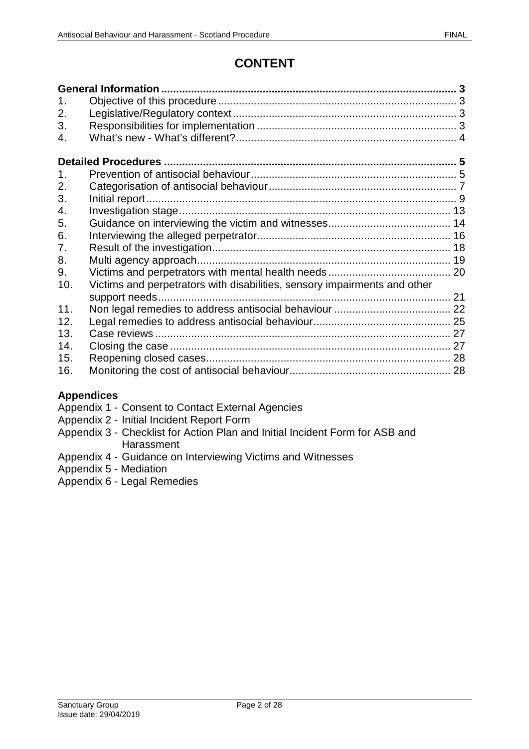# CONTENT

**General Information** ... **3**

1. Objective of this procedure ... 3
2. Legislative/Regulatory context ... 3
3. Responsibilities for implementation ... 3
4. What's new - What's different? ... 4

**Detailed Procedures** ... **5**

1. Prevention of antisocial behaviour ... 5
2. Categorisation of antisocial behaviour ... 7
3. Initial report ... 9
4. Investigation stage ... 13
5. Guidance on interviewing the victim and witnesses ... 14
6. Interviewing the alleged perpetrator ... 16
7. Result of the investigation ... 18
8. Multi agency approach ... 19
9. Victims and perpetrators with mental health needs ... 20
10. Victims and perpetrators with disabilities, sensory impairments and other support needs ... 21
11. Non legal remedies to address antisocial behaviour ... 22
12. Legal remedies to address antisocial behaviour ... 25
13. Case reviews ... 27
14. Closing the case ... 27
15. Reopening closed cases ... 28
16. Monitoring the cost of antisocial behaviour ... 28

**Appendices**

Appendix 1 - Consent to Contact External Agencies
Appendix 2 - Initial Incident Report Form
Appendix 3 - Checklist for Action Plan and Initial Incident Form for ASB and Harassment
Appendix 4 - Guidance on Interviewing Victims and Witnesses
Appendix 5 - Mediation
Appendix 6 - Legal Remedies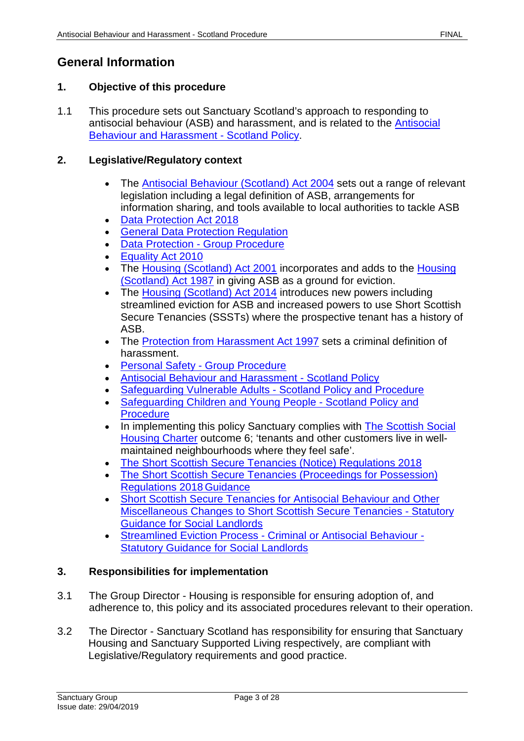# General Information

## 1. Objective of this procedure

1.1 This procedure sets out Sanctuary Scotland's approach to responding to antisocial behaviour (ASB) and harassment, and is related to the Antisocial Behaviour and Harassment - Scotland Policy.

## 2. Legislative/Regulatory context

- The Antisocial Behaviour (Scotland) Act 2004 sets out a range of relevant legislation including a legal definition of ASB, arrangements for information sharing, and tools available to local authorities to tackle ASB
- Data Protection Act 2018
- General Data Protection Regulation
- Data Protection - Group Procedure
- Equality Act 2010
- The Housing (Scotland) Act 2001 incorporates and adds to the Housing (Scotland) Act 1987 in giving ASB as a ground for eviction.
- The Housing (Scotland) Act 2014 introduces new powers including streamlined eviction for ASB and increased powers to use Short Scottish Secure Tenancies (SSSTs) where the prospective tenant has a history of ASB.
- The Protection from Harassment Act 1997 sets a criminal definition of harassment.
- Personal Safety - Group Procedure
- Antisocial Behaviour and Harassment - Scotland Policy
- Safeguarding Vulnerable Adults - Scotland Policy and Procedure
- Safeguarding Children and Young People - Scotland Policy and Procedure
- In implementing this policy Sanctuary complies with The Scottish Social Housing Charter outcome 6; 'tenants and other customers live in well-maintained neighbourhoods where they feel safe'.
- The Short Scottish Secure Tenancies (Notice) Regulations 2018
- The Short Scottish Secure Tenancies (Proceedings for Possession) Regulations 2018 Guidance
- Short Scottish Secure Tenancies for Antisocial Behaviour and Other Miscellaneous Changes to Short Scottish Secure Tenancies - Statutory Guidance for Social Landlords
- Streamlined Eviction Process - Criminal or Antisocial Behaviour - Statutory Guidance for Social Landlords

## 3. Responsibilities for implementation

3.1 The Group Director - Housing is responsible for ensuring adoption of, and adherence to, this policy and its associated procedures relevant to their operation.

3.2 The Director - Sanctuary Scotland has responsibility for ensuring that Sanctuary Housing and Sanctuary Supported Living respectively, are compliant with Legislative/Regulatory requirements and good practice.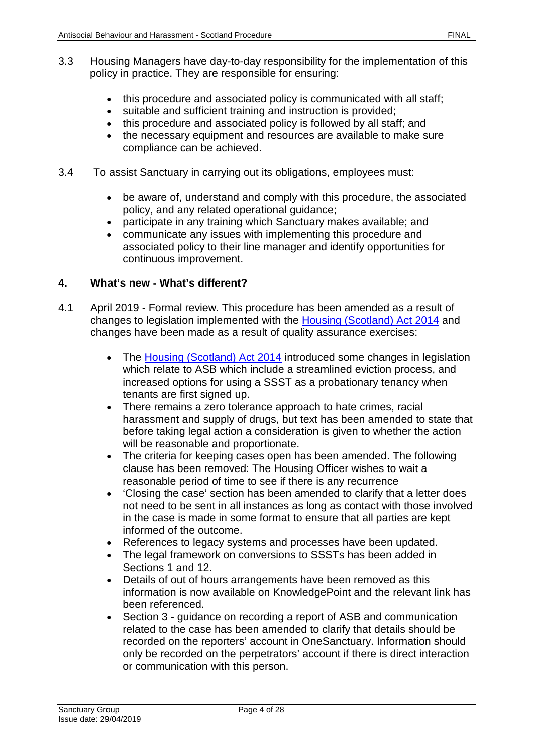3.3 Housing Managers have day-to-day responsibility for the implementation of this policy in practice. They are responsible for ensuring:

- this procedure and associated policy is communicated with all staff;
- suitable and sufficient training and instruction is provided;
- this procedure and associated policy is followed by all staff; and
- the necessary equipment and resources are available to make sure compliance can be achieved.

3.4 To assist Sanctuary in carrying out its obligations, employees must:

- be aware of, understand and comply with this procedure, the associated policy, and any related operational guidance;
- participate in any training which Sanctuary makes available; and
- communicate any issues with implementing this procedure and associated policy to their line manager and identify opportunities for continuous improvement.

## 4. What's new - What's different?

4.1 April 2019 - Formal review. This procedure has been amended as a result of changes to legislation implemented with the Housing (Scotland) Act 2014 and changes have been made as a result of quality assurance exercises:

- The Housing (Scotland) Act 2014 introduced some changes in legislation which relate to ASB which include a streamlined eviction process, and increased options for using a SSST as a probationary tenancy when tenants are first signed up.
- There remains a zero tolerance approach to hate crimes, racial harassment and supply of drugs, but text has been amended to state that before taking legal action a consideration is given to whether the action will be reasonable and proportionate.
- The criteria for keeping cases open has been amended. The following clause has been removed: The Housing Officer wishes to wait a reasonable period of time to see if there is any recurrence
- 'Closing the case' section has been amended to clarify that a letter does not need to be sent in all instances as long as contact with those involved in the case is made in some format to ensure that all parties are kept informed of the outcome.
- References to legacy systems and processes have been updated.
- The legal framework on conversions to SSSTs has been added in Sections 1 and 12.
- Details of out of hours arrangements have been removed as this information is now available on KnowledgePoint and the relevant link has been referenced.
- Section 3 - guidance on recording a report of ASB and communication related to the case has been amended to clarify that details should be recorded on the reporters' account in OneSanctuary. Information should only be recorded on the perpetrators' account if there is direct interaction or communication with this person.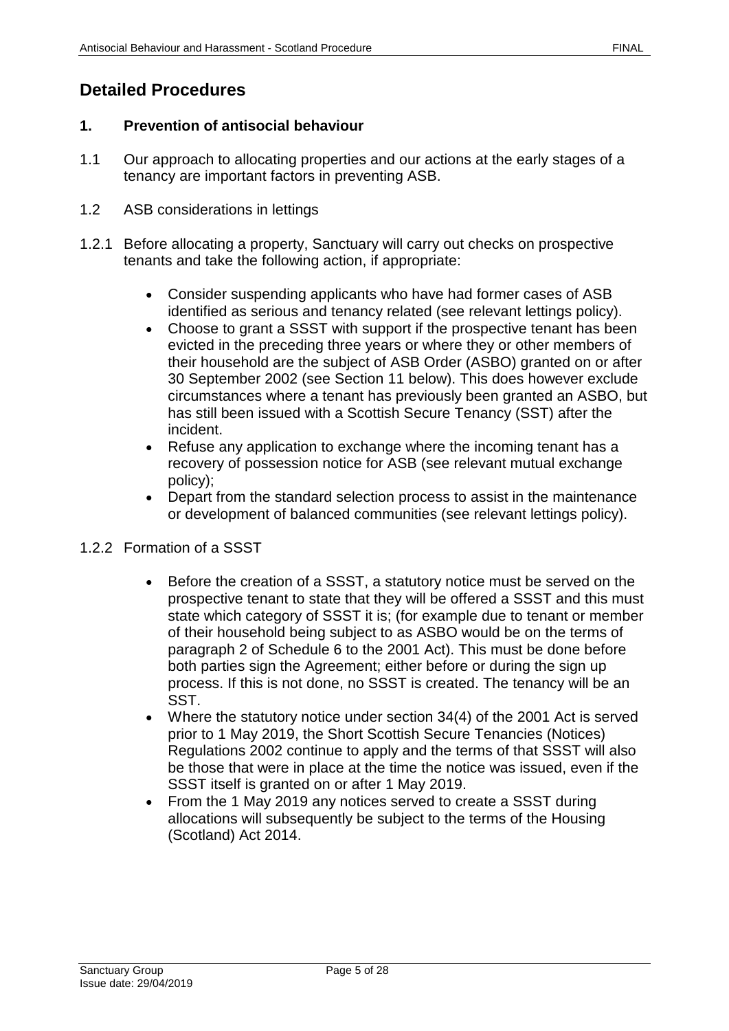## Detailed Procedures

### 1. Prevention of antisocial behaviour

1.1 Our approach to allocating properties and our actions at the early stages of a tenancy are important factors in preventing ASB.

1.2 ASB considerations in lettings

1.2.1 Before allocating a property, Sanctuary will carry out checks on prospective tenants and take the following action, if appropriate:

- Consider suspending applicants who have had former cases of ASB identified as serious and tenancy related (see relevant lettings policy).
- Choose to grant a SSST with support if the prospective tenant has been evicted in the preceding three years or where they or other members of their household are the subject of ASB Order (ASBO) granted on or after 30 September 2002 (see Section 11 below). This does however exclude circumstances where a tenant has previously been granted an ASBO, but has still been issued with a Scottish Secure Tenancy (SST) after the incident.
- Refuse any application to exchange where the incoming tenant has a recovery of possession notice for ASB (see relevant mutual exchange policy);
- Depart from the standard selection process to assist in the maintenance or development of balanced communities (see relevant lettings policy).

1.2.2 Formation of a SSST

- Before the creation of a SSST, a statutory notice must be served on the prospective tenant to state that they will be offered a SSST and this must state which category of SSST it is; (for example due to tenant or member of their household being subject to as ASBO would be on the terms of paragraph 2 of Schedule 6 to the 2001 Act). This must be done before both parties sign the Agreement; either before or during the sign up process. If this is not done, no SSST is created. The tenancy will be an SST.
- Where the statutory notice under section 34(4) of the 2001 Act is served prior to 1 May 2019, the Short Scottish Secure Tenancies (Notices) Regulations 2002 continue to apply and the terms of that SSST will also be those that were in place at the time the notice was issued, even if the SSST itself is granted on or after 1 May 2019.
- From the 1 May 2019 any notices served to create a SSST during allocations will subsequently be subject to the terms of the Housing (Scotland) Act 2014.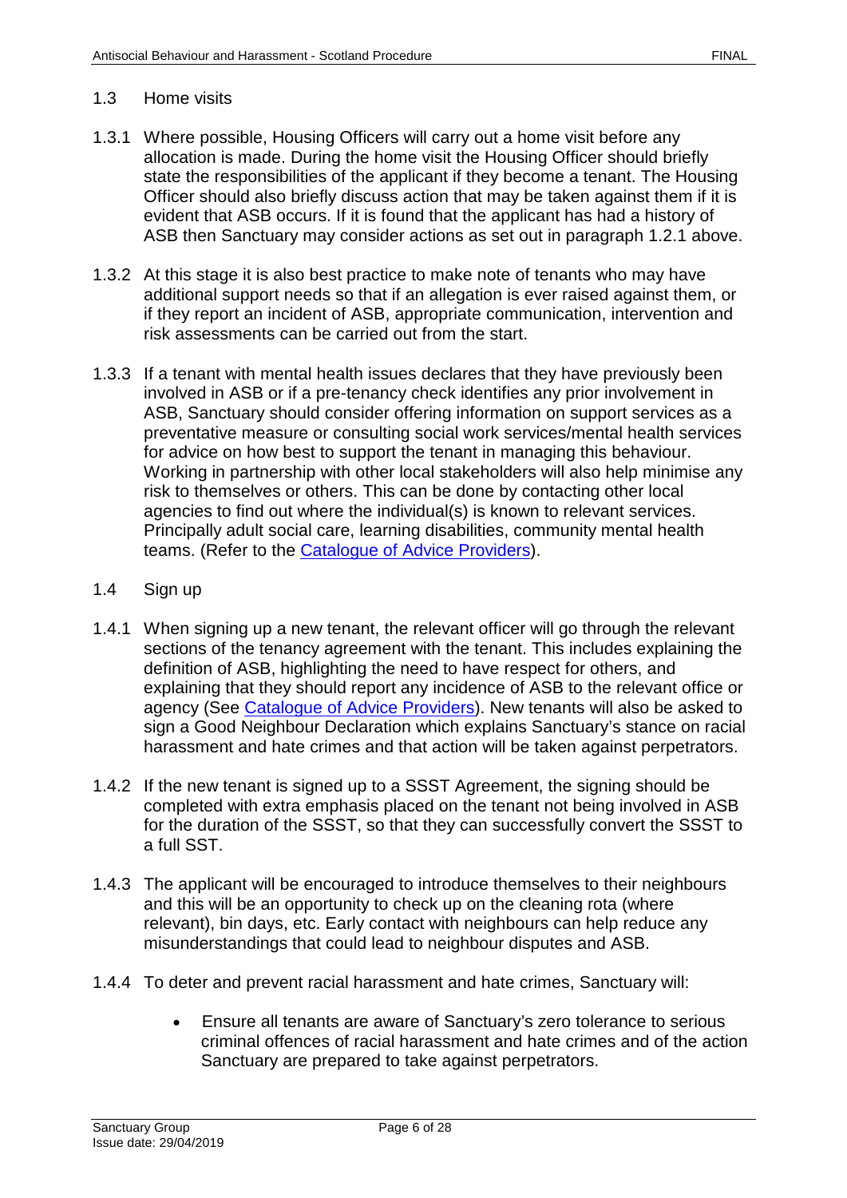## 1.3 Home visits

1.3.1 Where possible, Housing Officers will carry out a home visit before any allocation is made. During the home visit the Housing Officer should briefly state the responsibilities of the applicant if they become a tenant. The Housing Officer should also briefly discuss action that may be taken against them if it is evident that ASB occurs. If it is found that the applicant has had a history of ASB then Sanctuary may consider actions as set out in paragraph 1.2.1 above.

1.3.2 At this stage it is also best practice to make note of tenants who may have additional support needs so that if an allegation is ever raised against them, or if they report an incident of ASB, appropriate communication, intervention and risk assessments can be carried out from the start.

1.3.3 If a tenant with mental health issues declares that they have previously been involved in ASB or if a pre-tenancy check identifies any prior involvement in ASB, Sanctuary should consider offering information on support services as a preventative measure or consulting social work services/mental health services for advice on how best to support the tenant in managing this behaviour. Working in partnership with other local stakeholders will also help minimise any risk to themselves or others. This can be done by contacting other local agencies to find out where the individual(s) is known to relevant services. Principally adult social care, learning disabilities, community mental health teams. (Refer to the Catalogue of Advice Providers).

## 1.4 Sign up

1.4.1 When signing up a new tenant, the relevant officer will go through the relevant sections of the tenancy agreement with the tenant. This includes explaining the definition of ASB, highlighting the need to have respect for others, and explaining that they should report any incidence of ASB to the relevant office or agency (See Catalogue of Advice Providers). New tenants will also be asked to sign a Good Neighbour Declaration which explains Sanctuary's stance on racial harassment and hate crimes and that action will be taken against perpetrators.

1.4.2 If the new tenant is signed up to a SSST Agreement, the signing should be completed with extra emphasis placed on the tenant not being involved in ASB for the duration of the SSST, so that they can successfully convert the SSST to a full SST.

1.4.3 The applicant will be encouraged to introduce themselves to their neighbours and this will be an opportunity to check up on the cleaning rota (where relevant), bin days, etc. Early contact with neighbours can help reduce any misunderstandings that could lead to neighbour disputes and ASB.

1.4.4 To deter and prevent racial harassment and hate crimes, Sanctuary will:

- Ensure all tenants are aware of Sanctuary's zero tolerance to serious criminal offences of racial harassment and hate crimes and of the action Sanctuary are prepared to take against perpetrators.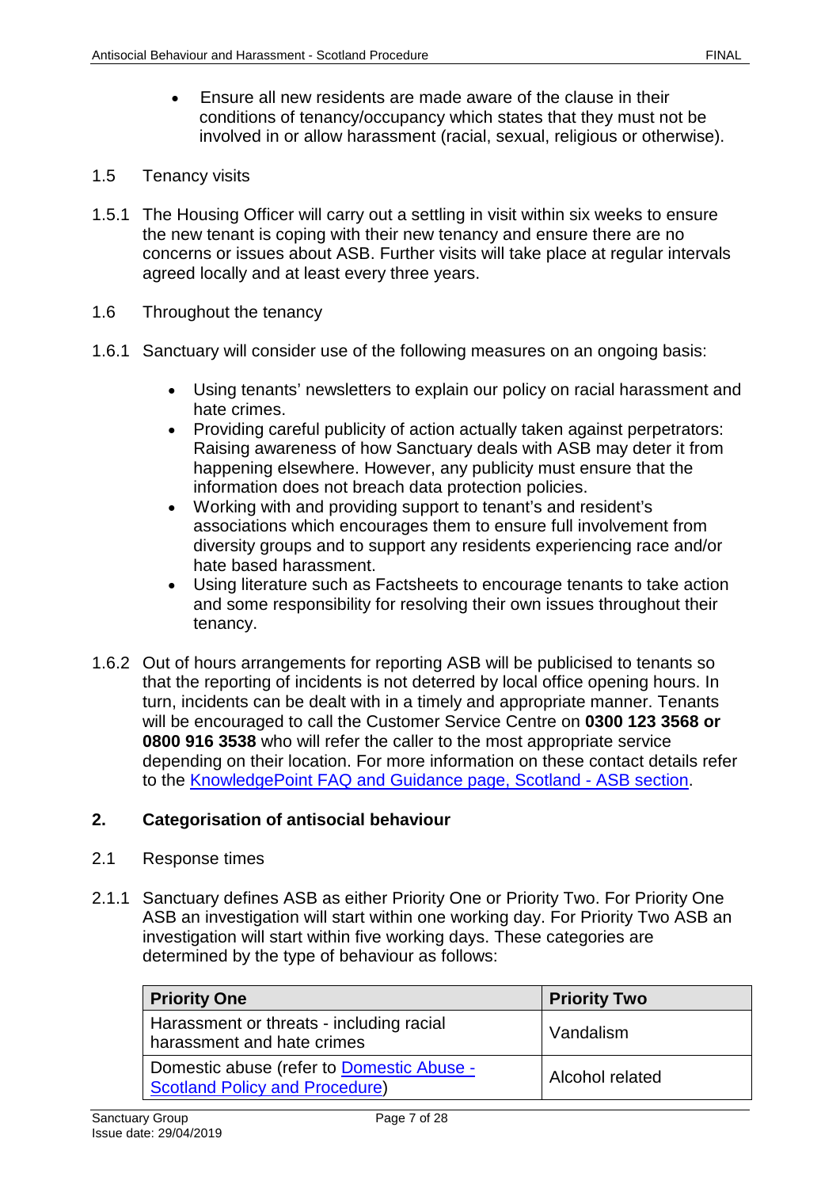- Ensure all new residents are made aware of the clause in their conditions of tenancy/occupancy which states that they must not be involved in or allow harassment (racial, sexual, religious or otherwise).

1.5 Tenancy visits

1.5.1 The Housing Officer will carry out a settling in visit within six weeks to ensure the new tenant is coping with their new tenancy and ensure there are no concerns or issues about ASB. Further visits will take place at regular intervals agreed locally and at least every three years.

1.6 Throughout the tenancy

1.6.1 Sanctuary will consider use of the following measures on an ongoing basis:

- Using tenants' newsletters to explain our policy on racial harassment and hate crimes.
- Providing careful publicity of action actually taken against perpetrators: Raising awareness of how Sanctuary deals with ASB may deter it from happening elsewhere. However, any publicity must ensure that the information does not breach data protection policies.
- Working with and providing support to tenant's and resident's associations which encourages them to ensure full involvement from diversity groups and to support any residents experiencing race and/or hate based harassment.
- Using literature such as Factsheets to encourage tenants to take action and some responsibility for resolving their own issues throughout their tenancy.

1.6.2 Out of hours arrangements for reporting ASB will be publicised to tenants so that the reporting of incidents is not deterred by local office opening hours. In turn, incidents can be dealt with in a timely and appropriate manner. Tenants will be encouraged to call the Customer Service Centre on **0300 123 3568 or 0800 916 3538** who will refer the caller to the most appropriate service depending on their location. For more information on these contact details refer to the KnowledgePoint FAQ and Guidance page, Scotland - ASB section.

## 2. Categorisation of antisocial behaviour

2.1 Response times

2.1.1 Sanctuary defines ASB as either Priority One or Priority Two. For Priority One ASB an investigation will start within one working day. For Priority Two ASB an investigation will start within five working days. These categories are determined by the type of behaviour as follows:

| **Priority One** | **Priority Two** |
|---|---|
| Harassment or threats - including racial harassment and hate crimes | Vandalism |
| Domestic abuse (refer to Domestic Abuse - Scotland Policy and Procedure) | Alcohol related |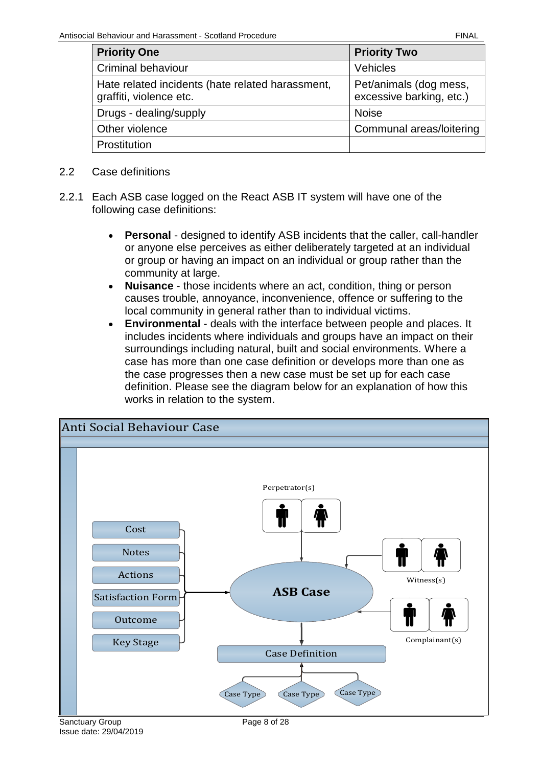| Priority One | Priority Two |
| --- | --- |
| Criminal behaviour | Vehicles |
| Hate related incidents (hate related harassment, graffiti, violence etc. | Pet/animals (dog mess, excessive barking, etc.) |
| Drugs - dealing/supply | Noise |
| Other violence | Communal areas/loitering |
| Prostitution | |

2.2 Case definitions

2.2.1 Each ASB case logged on the React ASB IT system will have one of the following case definitions:

- **Personal** - designed to identify ASB incidents that the caller, call-handler or anyone else perceives as either deliberately targeted at an individual or group or having an impact on an individual or group rather than the community at large.
- **Nuisance** - those incidents where an act, condition, thing or person causes trouble, annoyance, inconvenience, offence or suffering to the local community in general rather than to individual victims.
- **Environmental** - deals with the interface between people and places. It includes incidents where individuals and groups have an impact on their surroundings including natural, built and social environments. Where a case has more than one case definition or develops more than one as the case progresses then a new case must be set up for each case definition. Please see the diagram below for an explanation of how this works in relation to the system.

Anti Social Behaviour Case

Perpetrator(s)

Cost
Notes
Actions
Satisfaction Form
Outcome
Key Stage

**ASB Case**

Witness(s)

Complainant(s)

Case Definition

Case Type
Case Type
Case Type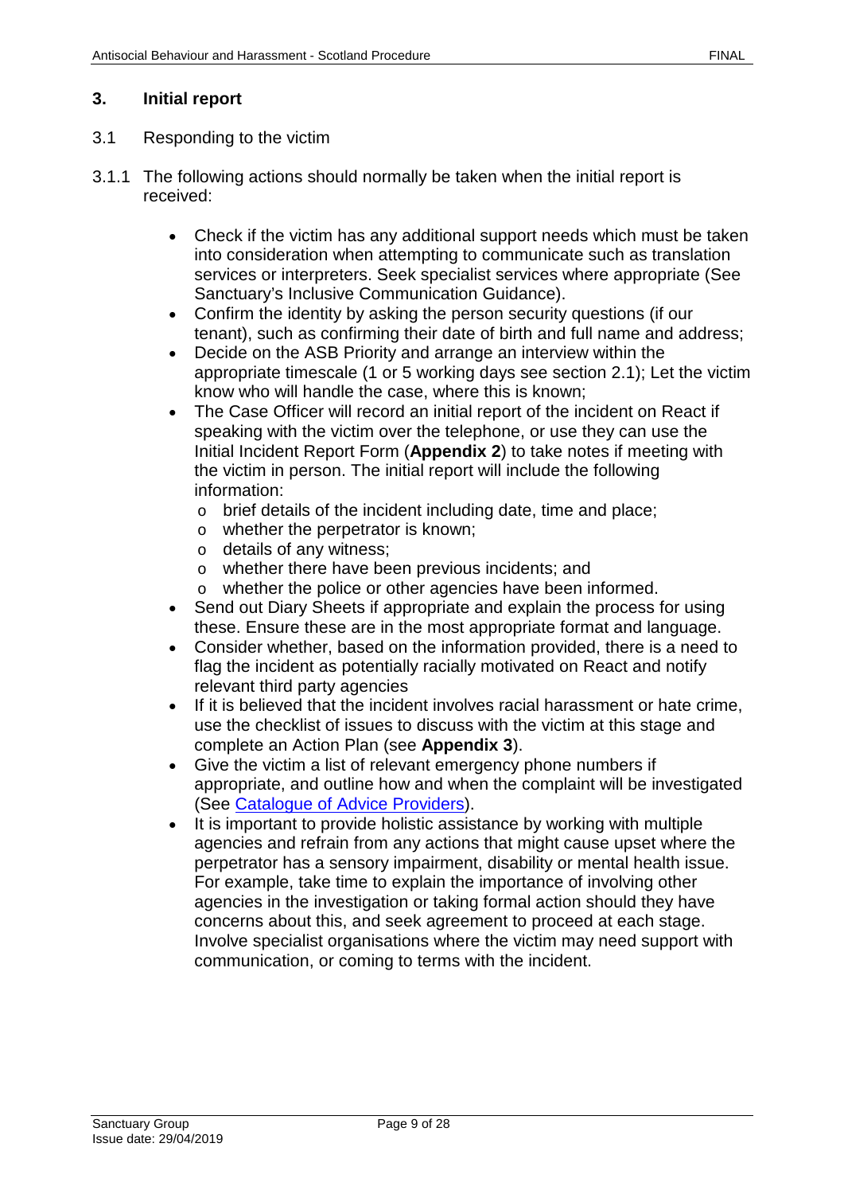## 3. Initial report

3.1 Responding to the victim

3.1.1 The following actions should normally be taken when the initial report is received:

- Check if the victim has any additional support needs which must be taken into consideration when attempting to communicate such as translation services or interpreters. Seek specialist services where appropriate (See Sanctuary's Inclusive Communication Guidance).
- Confirm the identity by asking the person security questions (if our tenant), such as confirming their date of birth and full name and address;
- Decide on the ASB Priority and arrange an interview within the appropriate timescale (1 or 5 working days see section 2.1); Let the victim know who will handle the case, where this is known;
- The Case Officer will record an initial report of the incident on React if speaking with the victim over the telephone, or use they can use the Initial Incident Report Form (**Appendix 2**) to take notes if meeting with the victim in person. The initial report will include the following information:
  - brief details of the incident including date, time and place;
  - whether the perpetrator is known;
  - details of any witness;
  - whether there have been previous incidents; and
  - whether the police or other agencies have been informed.
- Send out Diary Sheets if appropriate and explain the process for using these. Ensure these are in the most appropriate format and language.
- Consider whether, based on the information provided, there is a need to flag the incident as potentially racially motivated on React and notify relevant third party agencies
- If it is believed that the incident involves racial harassment or hate crime, use the checklist of issues to discuss with the victim at this stage and complete an Action Plan (see **Appendix 3**).
- Give the victim a list of relevant emergency phone numbers if appropriate, and outline how and when the complaint will be investigated (See Catalogue of Advice Providers).
- It is important to provide holistic assistance by working with multiple agencies and refrain from any actions that might cause upset where the perpetrator has a sensory impairment, disability or mental health issue. For example, take time to explain the importance of involving other agencies in the investigation or taking formal action should they have concerns about this, and seek agreement to proceed at each stage. Involve specialist organisations where the victim may need support with communication, or coming to terms with the incident.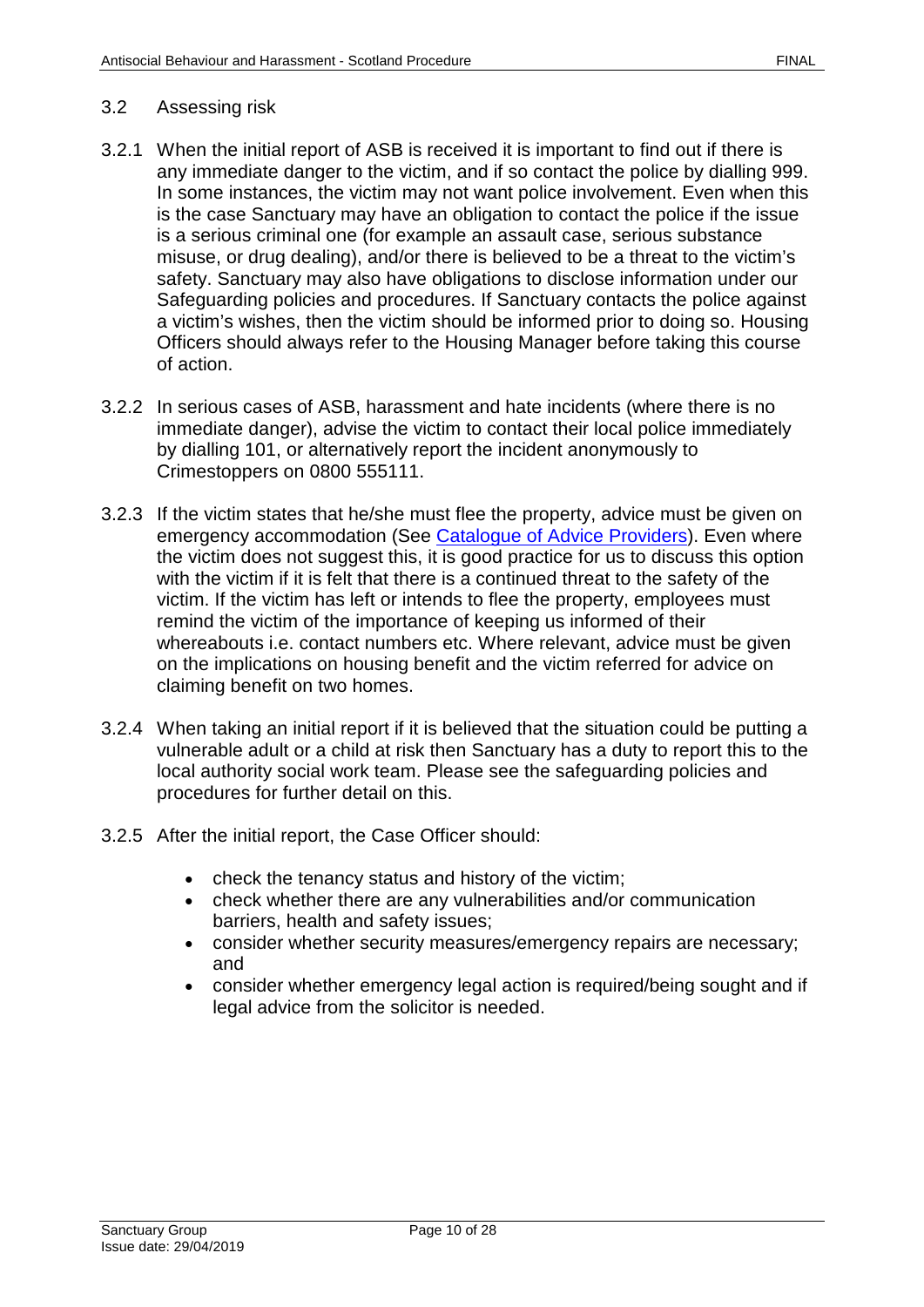## 3.2 Assessing risk

3.2.1 When the initial report of ASB is received it is important to find out if there is any immediate danger to the victim, and if so contact the police by dialling 999. In some instances, the victim may not want police involvement. Even when this is the case Sanctuary may have an obligation to contact the police if the issue is a serious criminal one (for example an assault case, serious substance misuse, or drug dealing), and/or there is believed to be a threat to the victim's safety. Sanctuary may also have obligations to disclose information under our Safeguarding policies and procedures. If Sanctuary contacts the police against a victim's wishes, then the victim should be informed prior to doing so. Housing Officers should always refer to the Housing Manager before taking this course of action.

3.2.2 In serious cases of ASB, harassment and hate incidents (where there is no immediate danger), advise the victim to contact their local police immediately by dialling 101, or alternatively report the incident anonymously to Crimestoppers on 0800 555111.

3.2.3 If the victim states that he/she must flee the property, advice must be given on emergency accommodation (See Catalogue of Advice Providers). Even where the victim does not suggest this, it is good practice for us to discuss this option with the victim if it is felt that there is a continued threat to the safety of the victim. If the victim has left or intends to flee the property, employees must remind the victim of the importance of keeping us informed of their whereabouts i.e. contact numbers etc. Where relevant, advice must be given on the implications on housing benefit and the victim referred for advice on claiming benefit on two homes.

3.2.4 When taking an initial report if it is believed that the situation could be putting a vulnerable adult or a child at risk then Sanctuary has a duty to report this to the local authority social work team. Please see the safeguarding policies and procedures for further detail on this.

3.2.5 After the initial report, the Case Officer should:

- check the tenancy status and history of the victim;
- check whether there are any vulnerabilities and/or communication barriers, health and safety issues;
- consider whether security measures/emergency repairs are necessary; and
- consider whether emergency legal action is required/being sought and if legal advice from the solicitor is needed.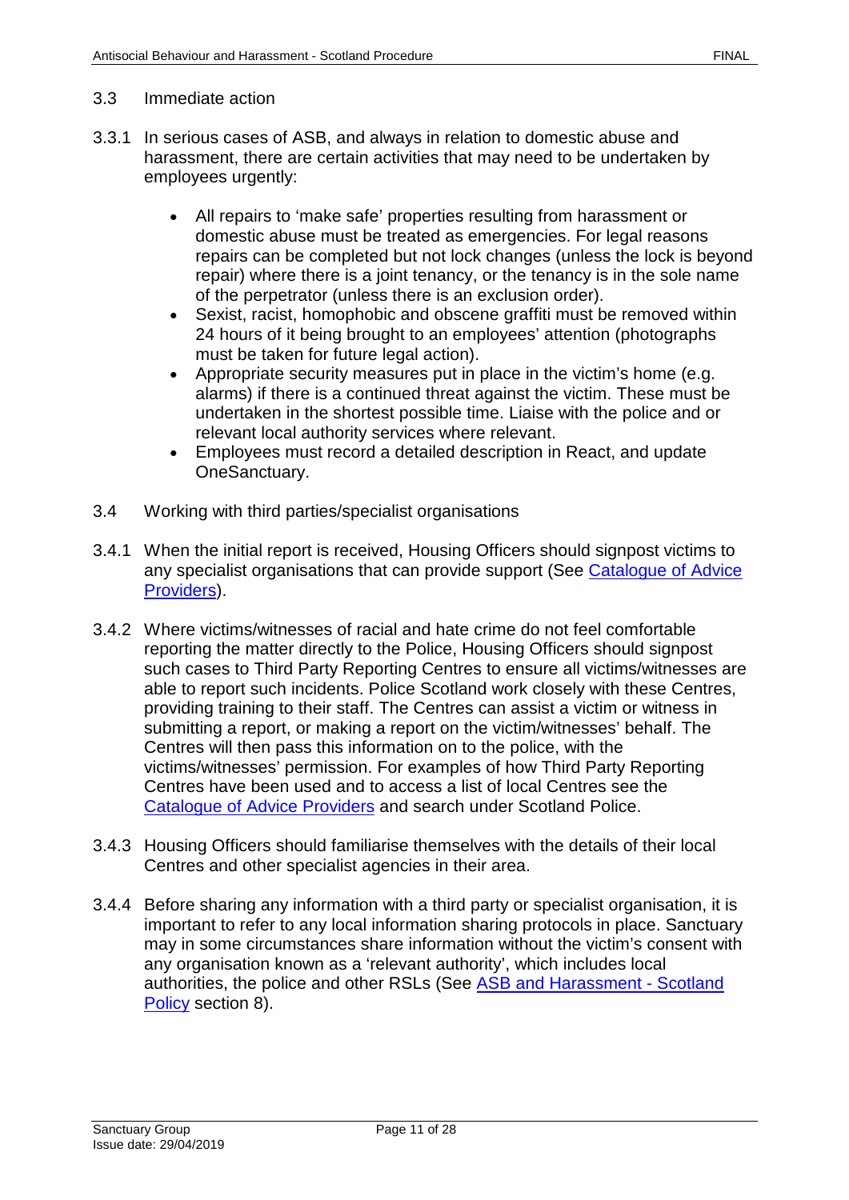## 3.3 Immediate action

3.3.1 In serious cases of ASB, and always in relation to domestic abuse and harassment, there are certain activities that may need to be undertaken by employees urgently:

- All repairs to 'make safe' properties resulting from harassment or domestic abuse must be treated as emergencies. For legal reasons repairs can be completed but not lock changes (unless the lock is beyond repair) where there is a joint tenancy, or the tenancy is in the sole name of the perpetrator (unless there is an exclusion order).
- Sexist, racist, homophobic and obscene graffiti must be removed within 24 hours of it being brought to an employees' attention (photographs must be taken for future legal action).
- Appropriate security measures put in place in the victim's home (e.g. alarms) if there is a continued threat against the victim. These must be undertaken in the shortest possible time. Liaise with the police and or relevant local authority services where relevant.
- Employees must record a detailed description in React, and update OneSanctuary.

## 3.4 Working with third parties/specialist organisations

3.4.1 When the initial report is received, Housing Officers should signpost victims to any specialist organisations that can provide support (See Catalogue of Advice Providers).

3.4.2 Where victims/witnesses of racial and hate crime do not feel comfortable reporting the matter directly to the Police, Housing Officers should signpost such cases to Third Party Reporting Centres to ensure all victims/witnesses are able to report such incidents. Police Scotland work closely with these Centres, providing training to their staff. The Centres can assist a victim or witness in submitting a report, or making a report on the victim/witnesses' behalf. The Centres will then pass this information on to the police, with the victims/witnesses' permission. For examples of how Third Party Reporting Centres have been used and to access a list of local Centres see the Catalogue of Advice Providers and search under Scotland Police.

3.4.3 Housing Officers should familiarise themselves with the details of their local Centres and other specialist agencies in their area.

3.4.4 Before sharing any information with a third party or specialist organisation, it is important to refer to any local information sharing protocols in place. Sanctuary may in some circumstances share information without the victim's consent with any organisation known as a 'relevant authority', which includes local authorities, the police and other RSLs (See ASB and Harassment - Scotland Policy section 8).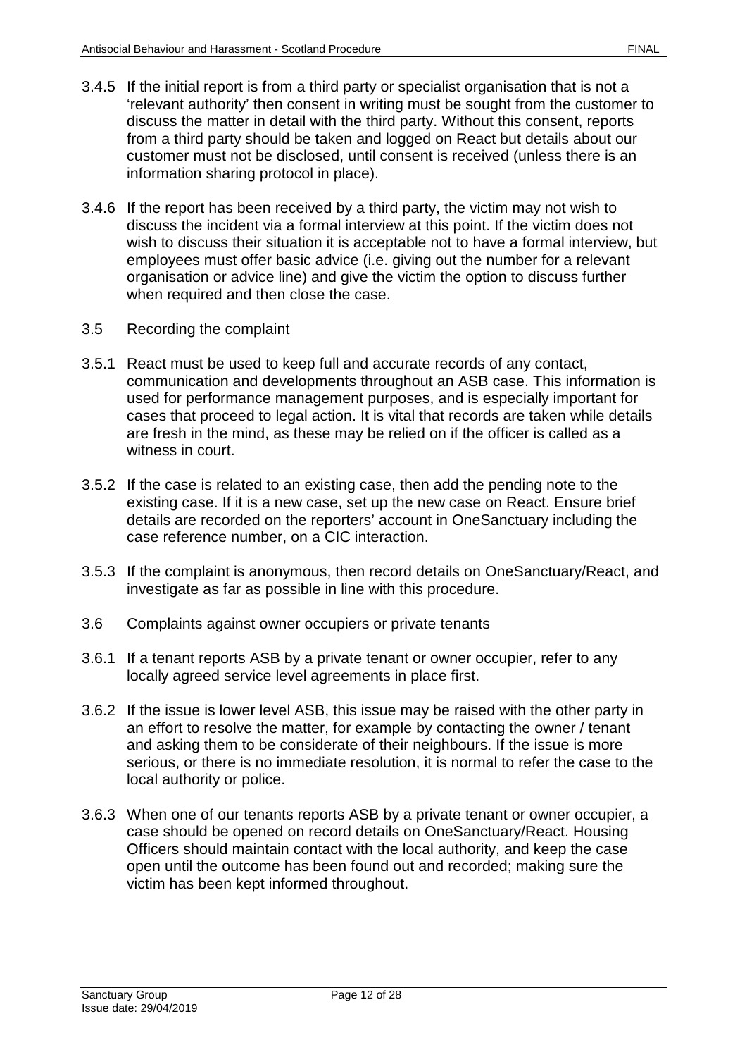3.4.5 If the initial report is from a third party or specialist organisation that is not a 'relevant authority' then consent in writing must be sought from the customer to discuss the matter in detail with the third party. Without this consent, reports from a third party should be taken and logged on React but details about our customer must not be disclosed, until consent is received (unless there is an information sharing protocol in place).

3.4.6 If the report has been received by a third party, the victim may not wish to discuss the incident via a formal interview at this point. If the victim does not wish to discuss their situation it is acceptable not to have a formal interview, but employees must offer basic advice (i.e. giving out the number for a relevant organisation or advice line) and give the victim the option to discuss further when required and then close the case.

## 3.5 Recording the complaint

3.5.1 React must be used to keep full and accurate records of any contact, communication and developments throughout an ASB case. This information is used for performance management purposes, and is especially important for cases that proceed to legal action. It is vital that records are taken while details are fresh in the mind, as these may be relied on if the officer is called as a witness in court.

3.5.2 If the case is related to an existing case, then add the pending note to the existing case. If it is a new case, set up the new case on React. Ensure brief details are recorded on the reporters' account in OneSanctuary including the case reference number, on a CIC interaction.

3.5.3 If the complaint is anonymous, then record details on OneSanctuary/React, and investigate as far as possible in line with this procedure.

## 3.6 Complaints against owner occupiers or private tenants

3.6.1 If a tenant reports ASB by a private tenant or owner occupier, refer to any locally agreed service level agreements in place first.

3.6.2 If the issue is lower level ASB, this issue may be raised with the other party in an effort to resolve the matter, for example by contacting the owner / tenant and asking them to be considerate of their neighbours. If the issue is more serious, or there is no immediate resolution, it is normal to refer the case to the local authority or police.

3.6.3 When one of our tenants reports ASB by a private tenant or owner occupier, a case should be opened on record details on OneSanctuary/React. Housing Officers should maintain contact with the local authority, and keep the case open until the outcome has been found out and recorded; making sure the victim has been kept informed throughout.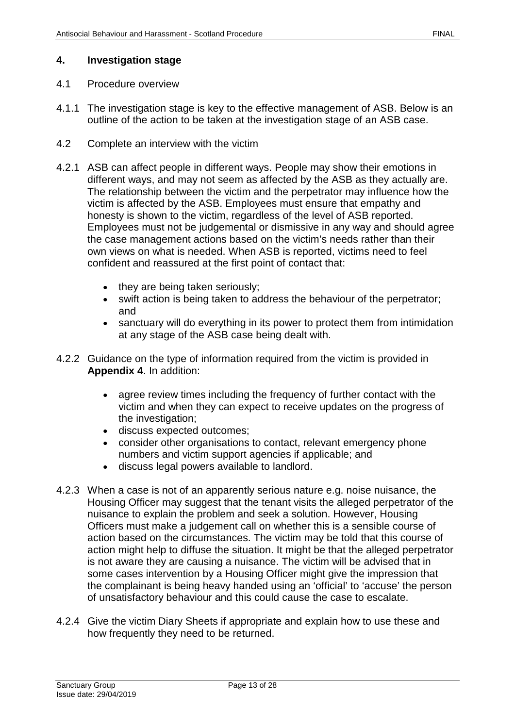## 4. Investigation stage

### 4.1 Procedure overview

4.1.1 The investigation stage is key to the effective management of ASB. Below is an outline of the action to be taken at the investigation stage of an ASB case.

### 4.2 Complete an interview with the victim

4.2.1 ASB can affect people in different ways. People may show their emotions in different ways, and may not seem as affected by the ASB as they actually are. The relationship between the victim and the perpetrator may influence how the victim is affected by the ASB. Employees must ensure that empathy and honesty is shown to the victim, regardless of the level of ASB reported. Employees must not be judgemental or dismissive in any way and should agree the case management actions based on the victim's needs rather than their own views on what is needed. When ASB is reported, victims need to feel confident and reassured at the first point of contact that:

- they are being taken seriously;
- swift action is being taken to address the behaviour of the perpetrator; and
- sanctuary will do everything in its power to protect them from intimidation at any stage of the ASB case being dealt with.

4.2.2 Guidance on the type of information required from the victim is provided in **Appendix 4**. In addition:

- agree review times including the frequency of further contact with the victim and when they can expect to receive updates on the progress of the investigation;
- discuss expected outcomes;
- consider other organisations to contact, relevant emergency phone numbers and victim support agencies if applicable; and
- discuss legal powers available to landlord.

4.2.3 When a case is not of an apparently serious nature e.g. noise nuisance, the Housing Officer may suggest that the tenant visits the alleged perpetrator of the nuisance to explain the problem and seek a solution. However, Housing Officers must make a judgement call on whether this is a sensible course of action based on the circumstances. The victim may be told that this course of action might help to diffuse the situation. It might be that the alleged perpetrator is not aware they are causing a nuisance. The victim will be advised that in some cases intervention by a Housing Officer might give the impression that the complainant is being heavy handed using an 'official' to 'accuse' the person of unsatisfactory behaviour and this could cause the case to escalate.

4.2.4 Give the victim Diary Sheets if appropriate and explain how to use these and how frequently they need to be returned.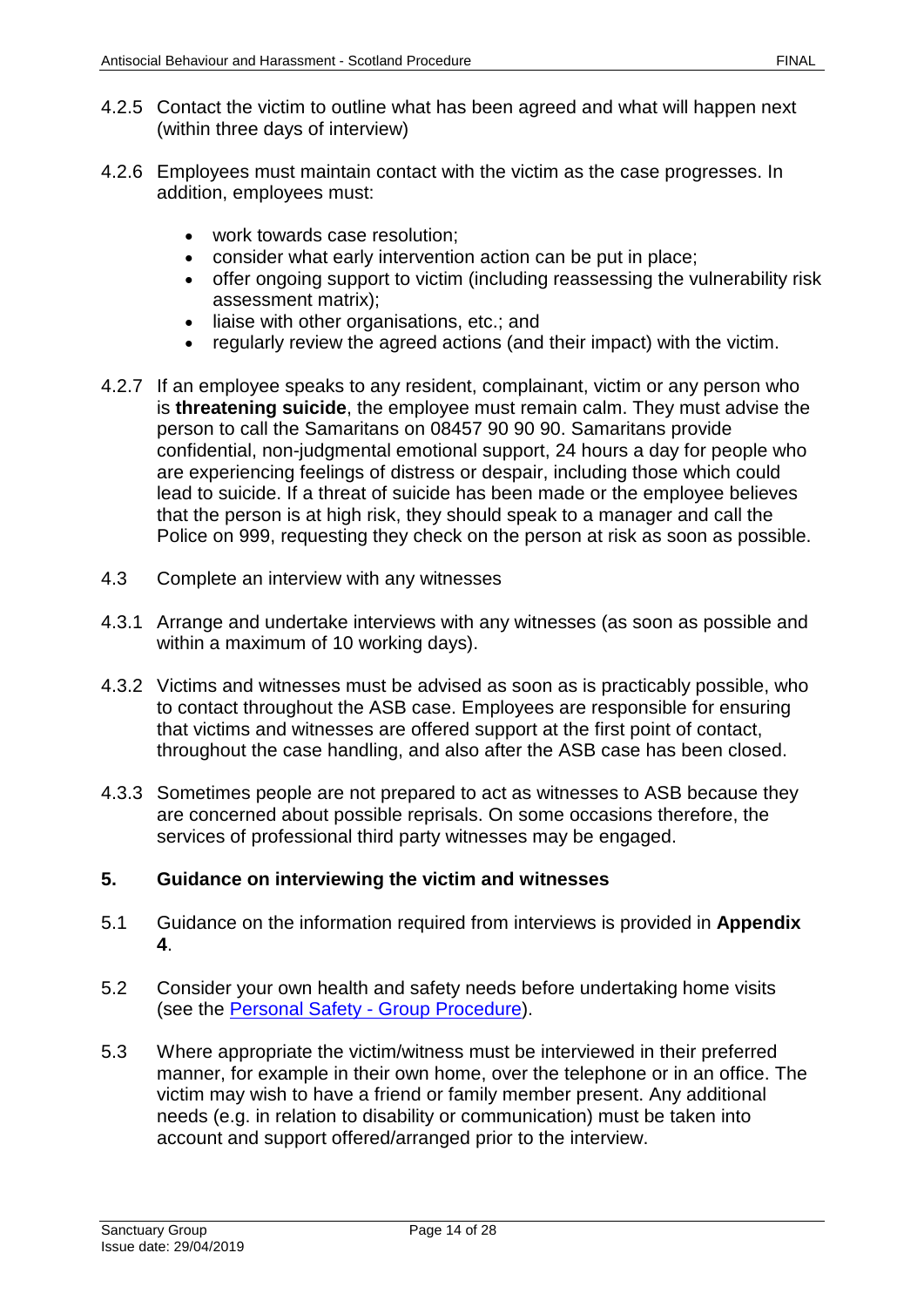4.2.5 Contact the victim to outline what has been agreed and what will happen next (within three days of interview)

4.2.6 Employees must maintain contact with the victim as the case progresses. In addition, employees must:

- work towards case resolution;
- consider what early intervention action can be put in place;
- offer ongoing support to victim (including reassessing the vulnerability risk assessment matrix);
- liaise with other organisations, etc.; and
- regularly review the agreed actions (and their impact) with the victim.

4.2.7 If an employee speaks to any resident, complainant, victim or any person who is **threatening suicide**, the employee must remain calm. They must advise the person to call the Samaritans on 08457 90 90 90. Samaritans provide confidential, non-judgmental emotional support, 24 hours a day for people who are experiencing feelings of distress or despair, including those which could lead to suicide. If a threat of suicide has been made or the employee believes that the person is at high risk, they should speak to a manager and call the Police on 999, requesting they check on the person at risk as soon as possible.

4.3 Complete an interview with any witnesses

4.3.1 Arrange and undertake interviews with any witnesses (as soon as possible and within a maximum of 10 working days).

4.3.2 Victims and witnesses must be advised as soon as is practicably possible, who to contact throughout the ASB case. Employees are responsible for ensuring that victims and witnesses are offered support at the first point of contact, throughout the case handling, and also after the ASB case has been closed.

4.3.3 Sometimes people are not prepared to act as witnesses to ASB because they are concerned about possible reprisals. On some occasions therefore, the services of professional third party witnesses may be engaged.

## 5. Guidance on interviewing the victim and witnesses

5.1 Guidance on the information required from interviews is provided in **Appendix 4**.

5.2 Consider your own health and safety needs before undertaking home visits (see the Personal Safety - Group Procedure).

5.3 Where appropriate the victim/witness must be interviewed in their preferred manner, for example in their own home, over the telephone or in an office. The victim may wish to have a friend or family member present. Any additional needs (e.g. in relation to disability or communication) must be taken into account and support offered/arranged prior to the interview.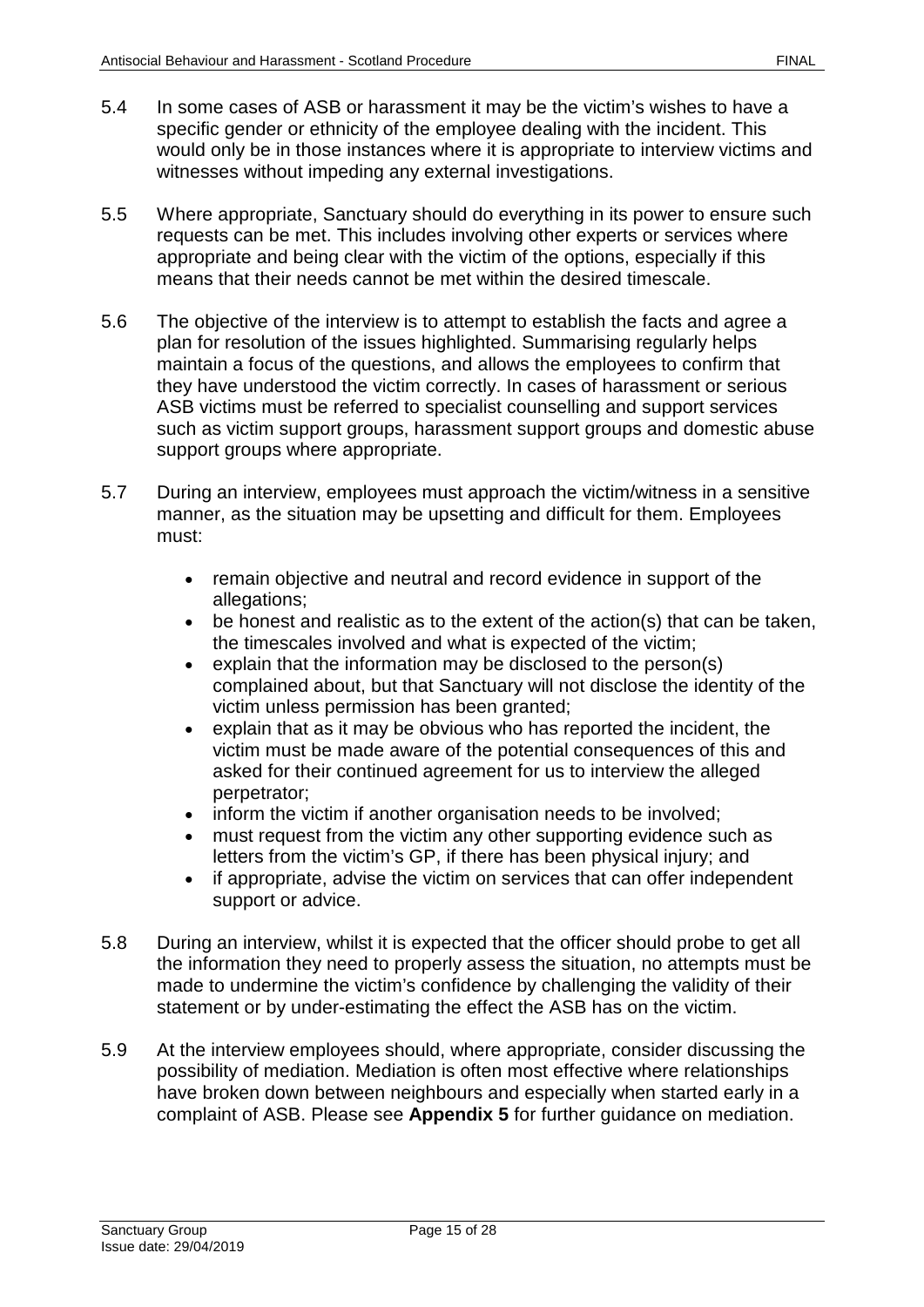5.4 In some cases of ASB or harassment it may be the victim's wishes to have a specific gender or ethnicity of the employee dealing with the incident. This would only be in those instances where it is appropriate to interview victims and witnesses without impeding any external investigations.

5.5 Where appropriate, Sanctuary should do everything in its power to ensure such requests can be met. This includes involving other experts or services where appropriate and being clear with the victim of the options, especially if this means that their needs cannot be met within the desired timescale.

5.6 The objective of the interview is to attempt to establish the facts and agree a plan for resolution of the issues highlighted. Summarising regularly helps maintain a focus of the questions, and allows the employees to confirm that they have understood the victim correctly. In cases of harassment or serious ASB victims must be referred to specialist counselling and support services such as victim support groups, harassment support groups and domestic abuse support groups where appropriate.

5.7 During an interview, employees must approach the victim/witness in a sensitive manner, as the situation may be upsetting and difficult for them. Employees must:

- remain objective and neutral and record evidence in support of the allegations;
- be honest and realistic as to the extent of the action(s) that can be taken, the timescales involved and what is expected of the victim;
- explain that the information may be disclosed to the person(s) complained about, but that Sanctuary will not disclose the identity of the victim unless permission has been granted;
- explain that as it may be obvious who has reported the incident, the victim must be made aware of the potential consequences of this and asked for their continued agreement for us to interview the alleged perpetrator;
- inform the victim if another organisation needs to be involved;
- must request from the victim any other supporting evidence such as letters from the victim's GP, if there has been physical injury; and
- if appropriate, advise the victim on services that can offer independent support or advice.

5.8 During an interview, whilst it is expected that the officer should probe to get all the information they need to properly assess the situation, no attempts must be made to undermine the victim's confidence by challenging the validity of their statement or by under-estimating the effect the ASB has on the victim.

5.9 At the interview employees should, where appropriate, consider discussing the possibility of mediation. Mediation is often most effective where relationships have broken down between neighbours and especially when started early in a complaint of ASB. Please see **Appendix 5** for further guidance on mediation.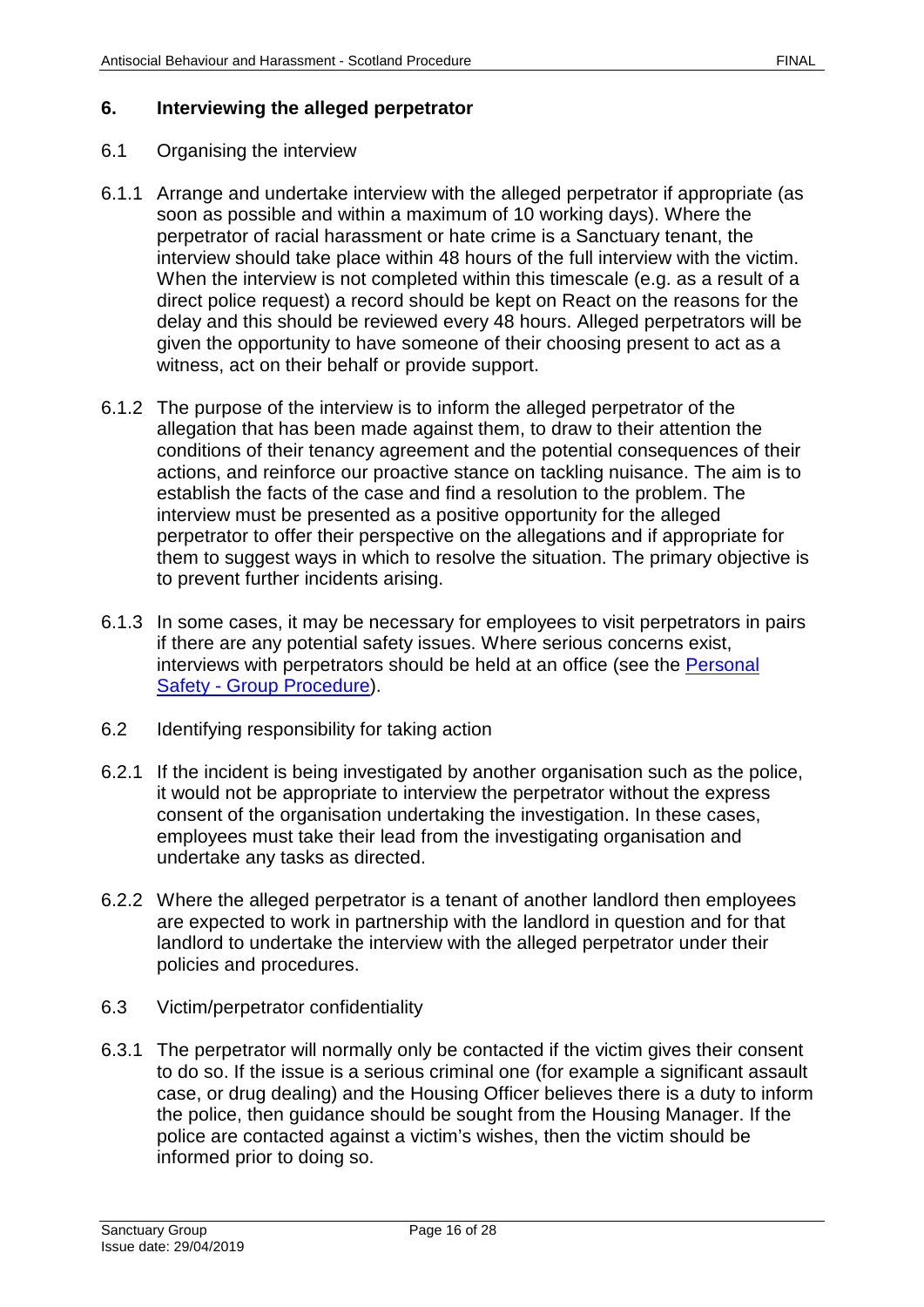## 6. Interviewing the alleged perpetrator

### 6.1 Organising the interview

6.1.1 Arrange and undertake interview with the alleged perpetrator if appropriate (as soon as possible and within a maximum of 10 working days). Where the perpetrator of racial harassment or hate crime is a Sanctuary tenant, the interview should take place within 48 hours of the full interview with the victim. When the interview is not completed within this timescale (e.g. as a result of a direct police request) a record should be kept on React on the reasons for the delay and this should be reviewed every 48 hours. Alleged perpetrators will be given the opportunity to have someone of their choosing present to act as a witness, act on their behalf or provide support.

6.1.2 The purpose of the interview is to inform the alleged perpetrator of the allegation that has been made against them, to draw to their attention the conditions of their tenancy agreement and the potential consequences of their actions, and reinforce our proactive stance on tackling nuisance. The aim is to establish the facts of the case and find a resolution to the problem. The interview must be presented as a positive opportunity for the alleged perpetrator to offer their perspective on the allegations and if appropriate for them to suggest ways in which to resolve the situation. The primary objective is to prevent further incidents arising.

6.1.3 In some cases, it may be necessary for employees to visit perpetrators in pairs if there are any potential safety issues. Where serious concerns exist, interviews with perpetrators should be held at an office (see the Personal Safety - Group Procedure).

### 6.2 Identifying responsibility for taking action

6.2.1 If the incident is being investigated by another organisation such as the police, it would not be appropriate to interview the perpetrator without the express consent of the organisation undertaking the investigation. In these cases, employees must take their lead from the investigating organisation and undertake any tasks as directed.

6.2.2 Where the alleged perpetrator is a tenant of another landlord then employees are expected to work in partnership with the landlord in question and for that landlord to undertake the interview with the alleged perpetrator under their policies and procedures.

### 6.3 Victim/perpetrator confidentiality

6.3.1 The perpetrator will normally only be contacted if the victim gives their consent to do so. If the issue is a serious criminal one (for example a significant assault case, or drug dealing) and the Housing Officer believes there is a duty to inform the police, then guidance should be sought from the Housing Manager. If the police are contacted against a victim's wishes, then the victim should be informed prior to doing so.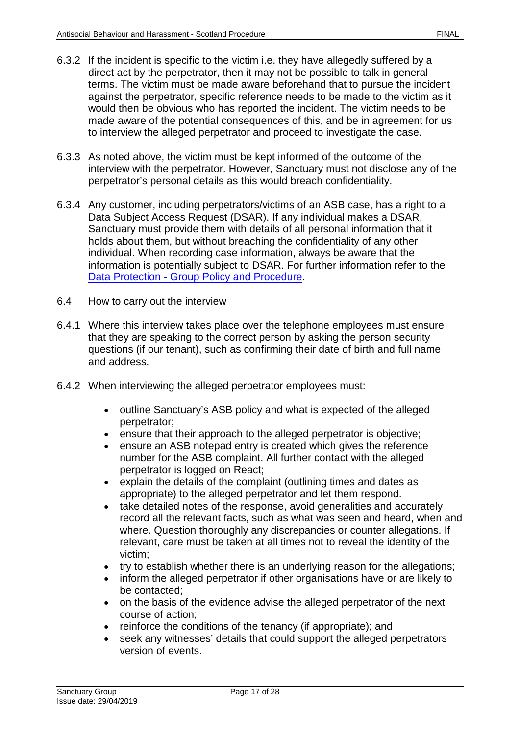6.3.2 If the incident is specific to the victim i.e. they have allegedly suffered by a direct act by the perpetrator, then it may not be possible to talk in general terms. The victim must be made aware beforehand that to pursue the incident against the perpetrator, specific reference needs to be made to the victim as it would then be obvious who has reported the incident. The victim needs to be made aware of the potential consequences of this, and be in agreement for us to interview the alleged perpetrator and proceed to investigate the case.

6.3.3 As noted above, the victim must be kept informed of the outcome of the interview with the perpetrator. However, Sanctuary must not disclose any of the perpetrator's personal details as this would breach confidentiality.

6.3.4 Any customer, including perpetrators/victims of an ASB case, has a right to a Data Subject Access Request (DSAR). If any individual makes a DSAR, Sanctuary must provide them with details of all personal information that it holds about them, but without breaching the confidentiality of any other individual. When recording case information, always be aware that the information is potentially subject to DSAR. For further information refer to the Data Protection - Group Policy and Procedure.

## 6.4 How to carry out the interview

6.4.1 Where this interview takes place over the telephone employees must ensure that they are speaking to the correct person by asking the person security questions (if our tenant), such as confirming their date of birth and full name and address.

6.4.2 When interviewing the alleged perpetrator employees must:

- outline Sanctuary's ASB policy and what is expected of the alleged perpetrator;
- ensure that their approach to the alleged perpetrator is objective;
- ensure an ASB notepad entry is created which gives the reference number for the ASB complaint. All further contact with the alleged perpetrator is logged on React;
- explain the details of the complaint (outlining times and dates as appropriate) to the alleged perpetrator and let them respond.
- take detailed notes of the response, avoid generalities and accurately record all the relevant facts, such as what was seen and heard, when and where. Question thoroughly any discrepancies or counter allegations. If relevant, care must be taken at all times not to reveal the identity of the victim;
- try to establish whether there is an underlying reason for the allegations;
- inform the alleged perpetrator if other organisations have or are likely to be contacted;
- on the basis of the evidence advise the alleged perpetrator of the next course of action;
- reinforce the conditions of the tenancy (if appropriate); and
- seek any witnesses' details that could support the alleged perpetrators version of events.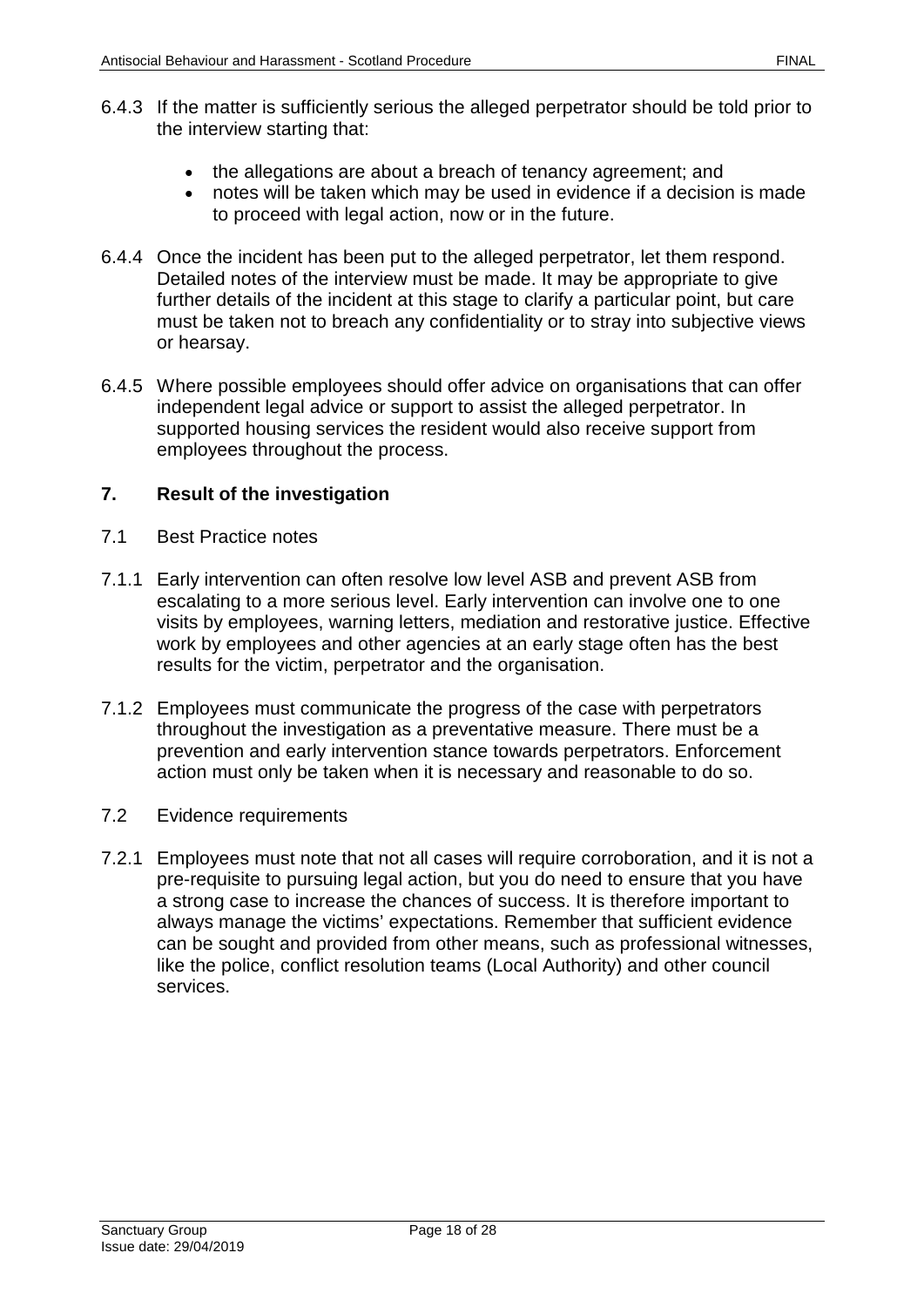6.4.3 If the matter is sufficiently serious the alleged perpetrator should be told prior to the interview starting that:

- the allegations are about a breach of tenancy agreement; and
- notes will be taken which may be used in evidence if a decision is made to proceed with legal action, now or in the future.

6.4.4 Once the incident has been put to the alleged perpetrator, let them respond. Detailed notes of the interview must be made. It may be appropriate to give further details of the incident at this stage to clarify a particular point, but care must be taken not to breach any confidentiality or to stray into subjective views or hearsay.

6.4.5 Where possible employees should offer advice on organisations that can offer independent legal advice or support to assist the alleged perpetrator. In supported housing services the resident would also receive support from employees throughout the process.

## 7. Result of the investigation

7.1 Best Practice notes

7.1.1 Early intervention can often resolve low level ASB and prevent ASB from escalating to a more serious level. Early intervention can involve one to one visits by employees, warning letters, mediation and restorative justice. Effective work by employees and other agencies at an early stage often has the best results for the victim, perpetrator and the organisation.

7.1.2 Employees must communicate the progress of the case with perpetrators throughout the investigation as a preventative measure. There must be a prevention and early intervention stance towards perpetrators. Enforcement action must only be taken when it is necessary and reasonable to do so.

7.2 Evidence requirements

7.2.1 Employees must note that not all cases will require corroboration, and it is not a pre-requisite to pursuing legal action, but you do need to ensure that you have a strong case to increase the chances of success. It is therefore important to always manage the victims' expectations. Remember that sufficient evidence can be sought and provided from other means, such as professional witnesses, like the police, conflict resolution teams (Local Authority) and other council services.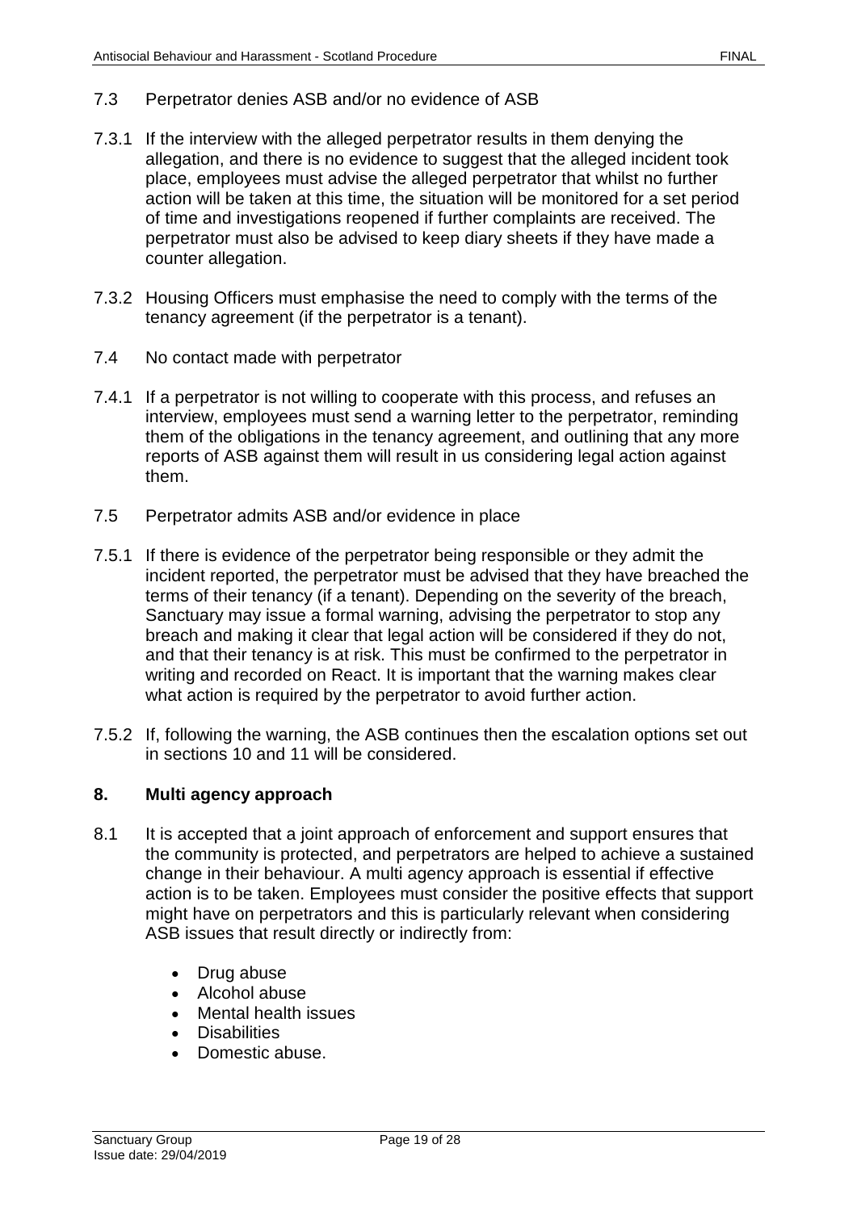### 7.3 Perpetrator denies ASB and/or no evidence of ASB

7.3.1 If the interview with the alleged perpetrator results in them denying the allegation, and there is no evidence to suggest that the alleged incident took place, employees must advise the alleged perpetrator that whilst no further action will be taken at this time, the situation will be monitored for a set period of time and investigations reopened if further complaints are received. The perpetrator must also be advised to keep diary sheets if they have made a counter allegation.

7.3.2 Housing Officers must emphasise the need to comply with the terms of the tenancy agreement (if the perpetrator is a tenant).

### 7.4 No contact made with perpetrator

7.4.1 If a perpetrator is not willing to cooperate with this process, and refuses an interview, employees must send a warning letter to the perpetrator, reminding them of the obligations in the tenancy agreement, and outlining that any more reports of ASB against them will result in us considering legal action against them.

### 7.5 Perpetrator admits ASB and/or evidence in place

7.5.1 If there is evidence of the perpetrator being responsible or they admit the incident reported, the perpetrator must be advised that they have breached the terms of their tenancy (if a tenant). Depending on the severity of the breach, Sanctuary may issue a formal warning, advising the perpetrator to stop any breach and making it clear that legal action will be considered if they do not, and that their tenancy is at risk. This must be confirmed to the perpetrator in writing and recorded on React. It is important that the warning makes clear what action is required by the perpetrator to avoid further action.

7.5.2 If, following the warning, the ASB continues then the escalation options set out in sections 10 and 11 will be considered.

## 8. Multi agency approach

8.1 It is accepted that a joint approach of enforcement and support ensures that the community is protected, and perpetrators are helped to achieve a sustained change in their behaviour. A multi agency approach is essential if effective action is to be taken. Employees must consider the positive effects that support might have on perpetrators and this is particularly relevant when considering ASB issues that result directly or indirectly from:

- Drug abuse
- Alcohol abuse
- Mental health issues
- Disabilities
- Domestic abuse.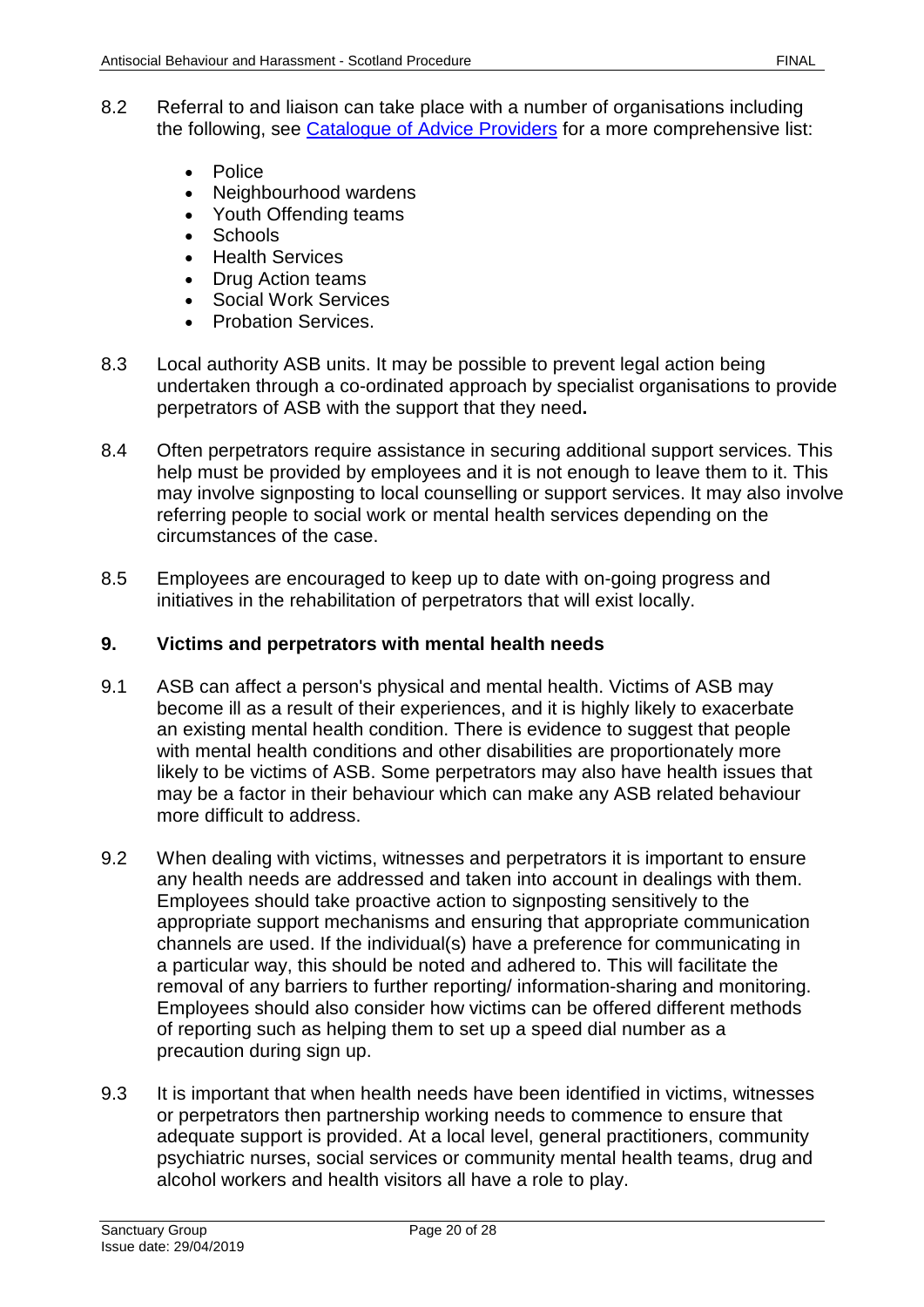8.2 Referral to and liaison can take place with a number of organisations including the following, see [Catalogue of Advice Providers] for a more comprehensive list:

- Police
- Neighbourhood wardens
- Youth Offending teams
- Schools
- Health Services
- Drug Action teams
- Social Work Services
- Probation Services.

8.3 Local authority ASB units. It may be possible to prevent legal action being undertaken through a co-ordinated approach by specialist organisations to provide perpetrators of ASB with the support that they need**.**

8.4 Often perpetrators require assistance in securing additional support services. This help must be provided by employees and it is not enough to leave them to it. This may involve signposting to local counselling or support services. It may also involve referring people to social work or mental health services depending on the circumstances of the case.

8.5 Employees are encouraged to keep up to date with on-going progress and initiatives in the rehabilitation of perpetrators that will exist locally.

## 9. Victims and perpetrators with mental health needs

9.1 ASB can affect a person's physical and mental health. Victims of ASB may become ill as a result of their experiences, and it is highly likely to exacerbate an existing mental health condition. There is evidence to suggest that people with mental health conditions and other disabilities are proportionately more likely to be victims of ASB. Some perpetrators may also have health issues that may be a factor in their behaviour which can make any ASB related behaviour more difficult to address.

9.2 When dealing with victims, witnesses and perpetrators it is important to ensure any health needs are addressed and taken into account in dealings with them. Employees should take proactive action to signposting sensitively to the appropriate support mechanisms and ensuring that appropriate communication channels are used. If the individual(s) have a preference for communicating in a particular way, this should be noted and adhered to. This will facilitate the removal of any barriers to further reporting/ information-sharing and monitoring. Employees should also consider how victims can be offered different methods of reporting such as helping them to set up a speed dial number as a precaution during sign up.

9.3 It is important that when health needs have been identified in victims, witnesses or perpetrators then partnership working needs to commence to ensure that adequate support is provided. At a local level, general practitioners, community psychiatric nurses, social services or community mental health teams, drug and alcohol workers and health visitors all have a role to play.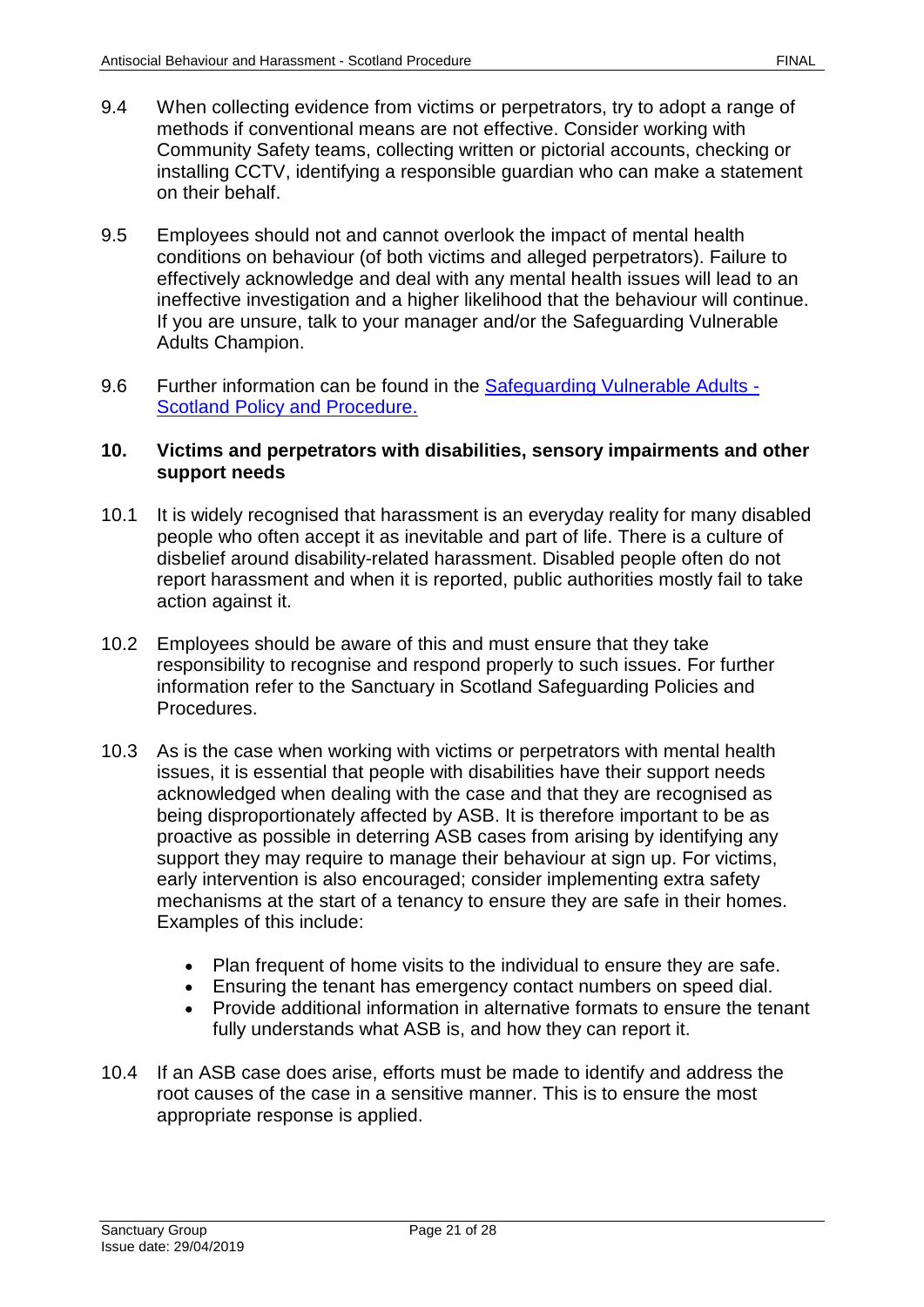9.4 When collecting evidence from victims or perpetrators, try to adopt a range of methods if conventional means are not effective. Consider working with Community Safety teams, collecting written or pictorial accounts, checking or installing CCTV, identifying a responsible guardian who can make a statement on their behalf.

9.5 Employees should not and cannot overlook the impact of mental health conditions on behaviour (of both victims and alleged perpetrators). Failure to effectively acknowledge and deal with any mental health issues will lead to an ineffective investigation and a higher likelihood that the behaviour will continue. If you are unsure, talk to your manager and/or the Safeguarding Vulnerable Adults Champion.

9.6 Further information can be found in the [Safeguarding Vulnerable Adults - Scotland Policy and Procedure.]

## 10. Victims and perpetrators with disabilities, sensory impairments and other support needs

10.1 It is widely recognised that harassment is an everyday reality for many disabled people who often accept it as inevitable and part of life. There is a culture of disbelief around disability-related harassment. Disabled people often do not report harassment and when it is reported, public authorities mostly fail to take action against it.

10.2 Employees should be aware of this and must ensure that they take responsibility to recognise and respond properly to such issues. For further information refer to the Sanctuary in Scotland Safeguarding Policies and Procedures.

10.3 As is the case when working with victims or perpetrators with mental health issues, it is essential that people with disabilities have their support needs acknowledged when dealing with the case and that they are recognised as being disproportionately affected by ASB. It is therefore important to be as proactive as possible in deterring ASB cases from arising by identifying any support they may require to manage their behaviour at sign up. For victims, early intervention is also encouraged; consider implementing extra safety mechanisms at the start of a tenancy to ensure they are safe in their homes. Examples of this include:

- Plan frequent of home visits to the individual to ensure they are safe.
- Ensuring the tenant has emergency contact numbers on speed dial.
- Provide additional information in alternative formats to ensure the tenant fully understands what ASB is, and how they can report it.

10.4 If an ASB case does arise, efforts must be made to identify and address the root causes of the case in a sensitive manner. This is to ensure the most appropriate response is applied.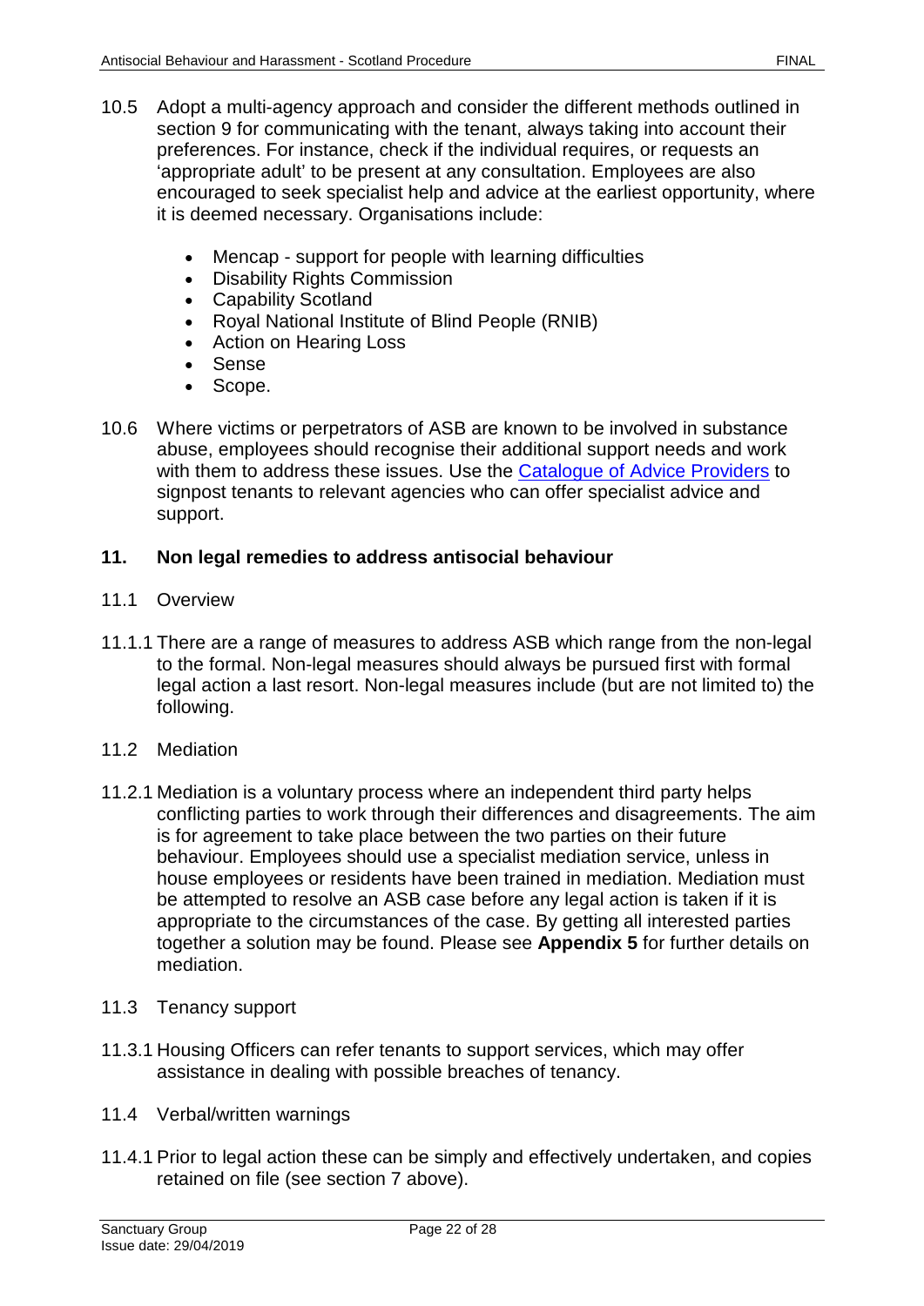10.5 Adopt a multi-agency approach and consider the different methods outlined in section 9 for communicating with the tenant, always taking into account their preferences. For instance, check if the individual requires, or requests an 'appropriate adult' to be present at any consultation. Employees are also encouraged to seek specialist help and advice at the earliest opportunity, where it is deemed necessary. Organisations include:

- Mencap - support for people with learning difficulties
- Disability Rights Commission
- Capability Scotland
- Royal National Institute of Blind People (RNIB)
- Action on Hearing Loss
- Sense
- Scope.

10.6 Where victims or perpetrators of ASB are known to be involved in substance abuse, employees should recognise their additional support needs and work with them to address these issues. Use the Catalogue of Advice Providers to signpost tenants to relevant agencies who can offer specialist advice and support.

## 11. Non legal remedies to address antisocial behaviour

11.1 Overview

11.1.1 There are a range of measures to address ASB which range from the non-legal to the formal. Non-legal measures should always be pursued first with formal legal action a last resort. Non-legal measures include (but are not limited to) the following.

11.2 Mediation

11.2.1 Mediation is a voluntary process where an independent third party helps conflicting parties to work through their differences and disagreements. The aim is for agreement to take place between the two parties on their future behaviour. Employees should use a specialist mediation service, unless in house employees or residents have been trained in mediation. Mediation must be attempted to resolve an ASB case before any legal action is taken if it is appropriate to the circumstances of the case. By getting all interested parties together a solution may be found. Please see **Appendix 5** for further details on mediation.

11.3 Tenancy support

11.3.1 Housing Officers can refer tenants to support services, which may offer assistance in dealing with possible breaches of tenancy.

11.4 Verbal/written warnings

11.4.1 Prior to legal action these can be simply and effectively undertaken, and copies retained on file (see section 7 above).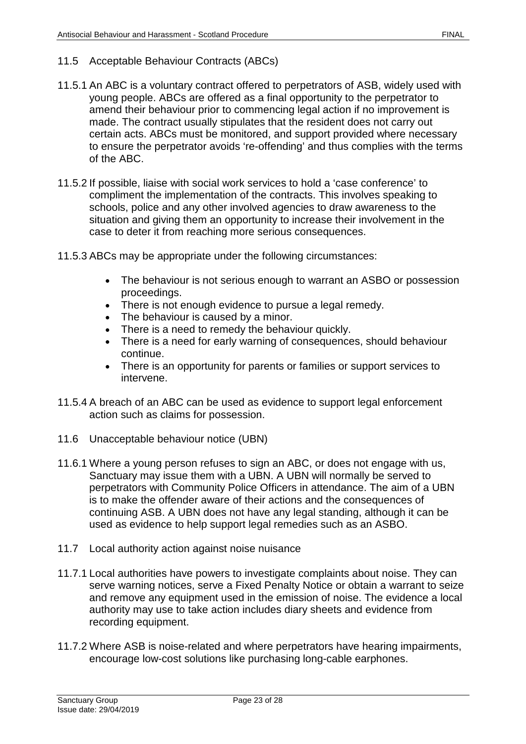## 11.5 Acceptable Behaviour Contracts (ABCs)

11.5.1 An ABC is a voluntary contract offered to perpetrators of ASB, widely used with young people. ABCs are offered as a final opportunity to the perpetrator to amend their behaviour prior to commencing legal action if no improvement is made. The contract usually stipulates that the resident does not carry out certain acts. ABCs must be monitored, and support provided where necessary to ensure the perpetrator avoids 're-offending' and thus complies with the terms of the ABC.

11.5.2 If possible, liaise with social work services to hold a 'case conference' to compliment the implementation of the contracts. This involves speaking to schools, police and any other involved agencies to draw awareness to the situation and giving them an opportunity to increase their involvement in the case to deter it from reaching more serious consequences.

11.5.3 ABCs may be appropriate under the following circumstances:

- The behaviour is not serious enough to warrant an ASBO or possession proceedings.
- There is not enough evidence to pursue a legal remedy.
- The behaviour is caused by a minor.
- There is a need to remedy the behaviour quickly.
- There is a need for early warning of consequences, should behaviour continue.
- There is an opportunity for parents or families or support services to intervene.

11.5.4 A breach of an ABC can be used as evidence to support legal enforcement action such as claims for possession.

## 11.6 Unacceptable behaviour notice (UBN)

11.6.1 Where a young person refuses to sign an ABC, or does not engage with us, Sanctuary may issue them with a UBN. A UBN will normally be served to perpetrators with Community Police Officers in attendance. The aim of a UBN is to make the offender aware of their actions and the consequences of continuing ASB. A UBN does not have any legal standing, although it can be used as evidence to help support legal remedies such as an ASBO.

## 11.7 Local authority action against noise nuisance

11.7.1 Local authorities have powers to investigate complaints about noise. They can serve warning notices, serve a Fixed Penalty Notice or obtain a warrant to seize and remove any equipment used in the emission of noise. The evidence a local authority may use to take action includes diary sheets and evidence from recording equipment.

11.7.2 Where ASB is noise-related and where perpetrators have hearing impairments, encourage low-cost solutions like purchasing long-cable earphones.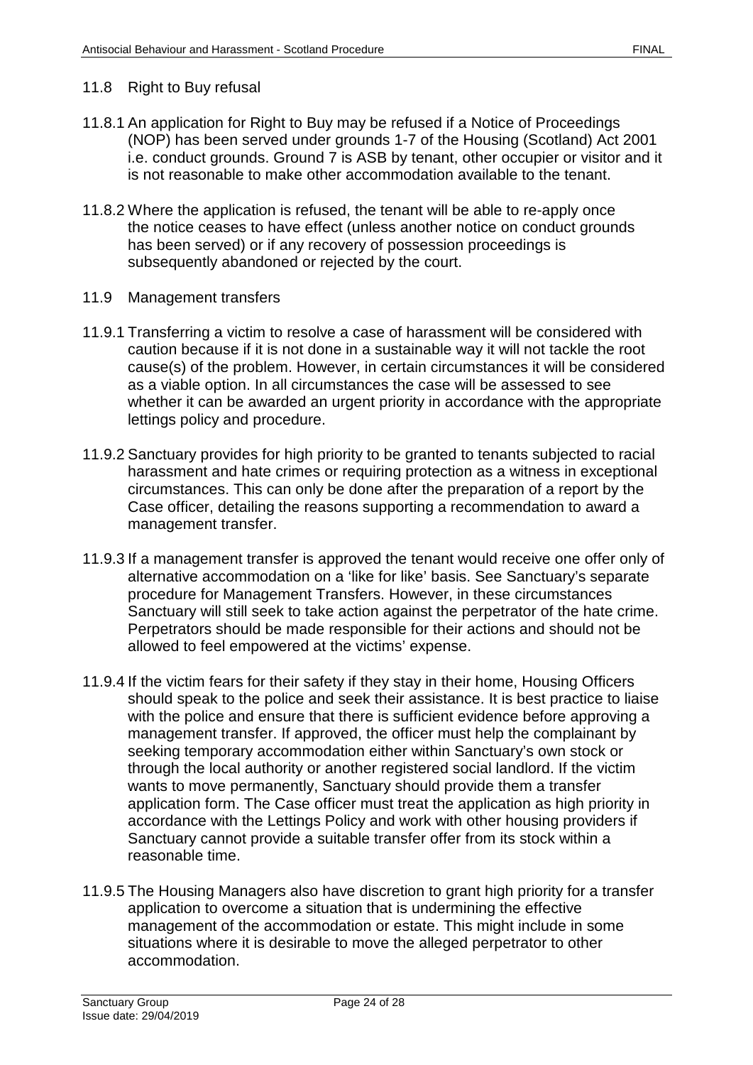### 11.8 Right to Buy refusal

11.8.1 An application for Right to Buy may be refused if a Notice of Proceedings (NOP) has been served under grounds 1-7 of the Housing (Scotland) Act 2001 i.e. conduct grounds. Ground 7 is ASB by tenant, other occupier or visitor and it is not reasonable to make other accommodation available to the tenant.

11.8.2 Where the application is refused, the tenant will be able to re-apply once the notice ceases to have effect (unless another notice on conduct grounds has been served) or if any recovery of possession proceedings is subsequently abandoned or rejected by the court.

### 11.9 Management transfers

11.9.1 Transferring a victim to resolve a case of harassment will be considered with caution because if it is not done in a sustainable way it will not tackle the root cause(s) of the problem. However, in certain circumstances it will be considered as a viable option. In all circumstances the case will be assessed to see whether it can be awarded an urgent priority in accordance with the appropriate lettings policy and procedure.

11.9.2 Sanctuary provides for high priority to be granted to tenants subjected to racial harassment and hate crimes or requiring protection as a witness in exceptional circumstances. This can only be done after the preparation of a report by the Case officer, detailing the reasons supporting a recommendation to award a management transfer.

11.9.3 If a management transfer is approved the tenant would receive one offer only of alternative accommodation on a 'like for like' basis. See Sanctuary's separate procedure for Management Transfers. However, in these circumstances Sanctuary will still seek to take action against the perpetrator of the hate crime. Perpetrators should be made responsible for their actions and should not be allowed to feel empowered at the victims' expense.

11.9.4 If the victim fears for their safety if they stay in their home, Housing Officers should speak to the police and seek their assistance. It is best practice to liaise with the police and ensure that there is sufficient evidence before approving a management transfer. If approved, the officer must help the complainant by seeking temporary accommodation either within Sanctuary's own stock or through the local authority or another registered social landlord. If the victim wants to move permanently, Sanctuary should provide them a transfer application form. The Case officer must treat the application as high priority in accordance with the Lettings Policy and work with other housing providers if Sanctuary cannot provide a suitable transfer offer from its stock within a reasonable time.

11.9.5 The Housing Managers also have discretion to grant high priority for a transfer application to overcome a situation that is undermining the effective management of the accommodation or estate. This might include in some situations where it is desirable to move the alleged perpetrator to other accommodation.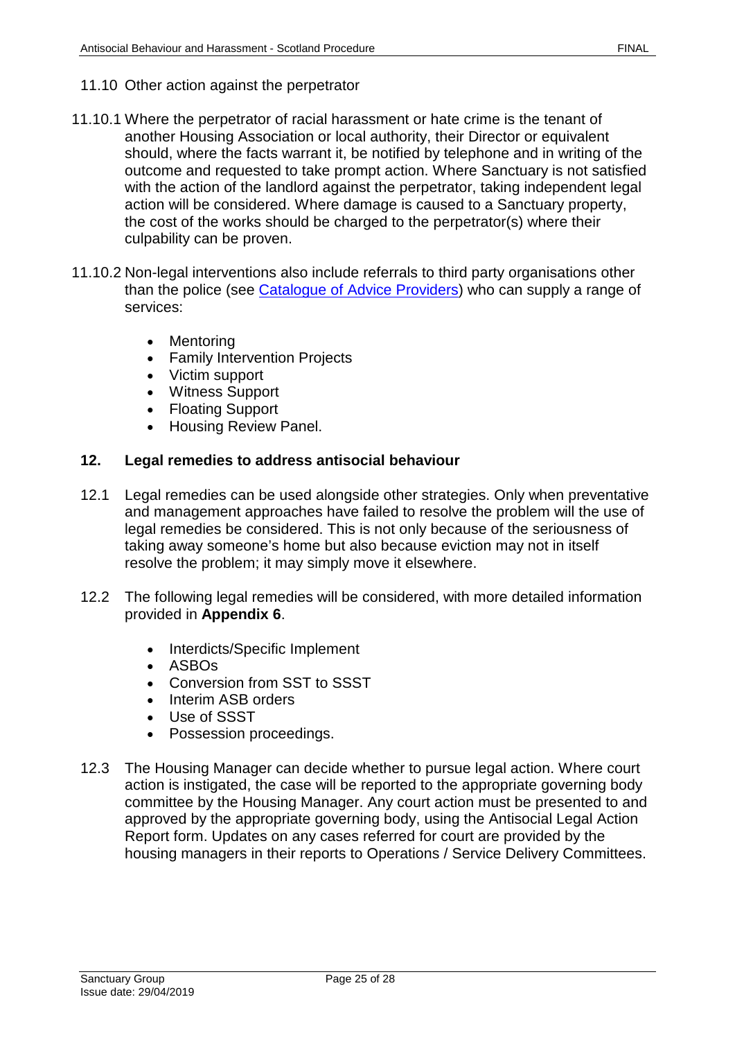### 11.10 Other action against the perpetrator

11.10.1 Where the perpetrator of racial harassment or hate crime is the tenant of another Housing Association or local authority, their Director or equivalent should, where the facts warrant it, be notified by telephone and in writing of the outcome and requested to take prompt action. Where Sanctuary is not satisfied with the action of the landlord against the perpetrator, taking independent legal action will be considered. Where damage is caused to a Sanctuary property, the cost of the works should be charged to the perpetrator(s) where their culpability can be proven.

11.10.2 Non-legal interventions also include referrals to third party organisations other than the police (see Catalogue of Advice Providers) who can supply a range of services:

- Mentoring
- Family Intervention Projects
- Victim support
- Witness Support
- Floating Support
- Housing Review Panel.

## 12. Legal remedies to address antisocial behaviour

12.1 Legal remedies can be used alongside other strategies. Only when preventative and management approaches have failed to resolve the problem will the use of legal remedies be considered. This is not only because of the seriousness of taking away someone's home but also because eviction may not in itself resolve the problem; it may simply move it elsewhere.

12.2 The following legal remedies will be considered, with more detailed information provided in **Appendix 6**.

- Interdicts/Specific Implement
- ASBOs
- Conversion from SST to SSST
- Interim ASB orders
- Use of SSST
- Possession proceedings.

12.3 The Housing Manager can decide whether to pursue legal action. Where court action is instigated, the case will be reported to the appropriate governing body committee by the Housing Manager. Any court action must be presented to and approved by the appropriate governing body, using the Antisocial Legal Action Report form. Updates on any cases referred for court are provided by the housing managers in their reports to Operations / Service Delivery Committees.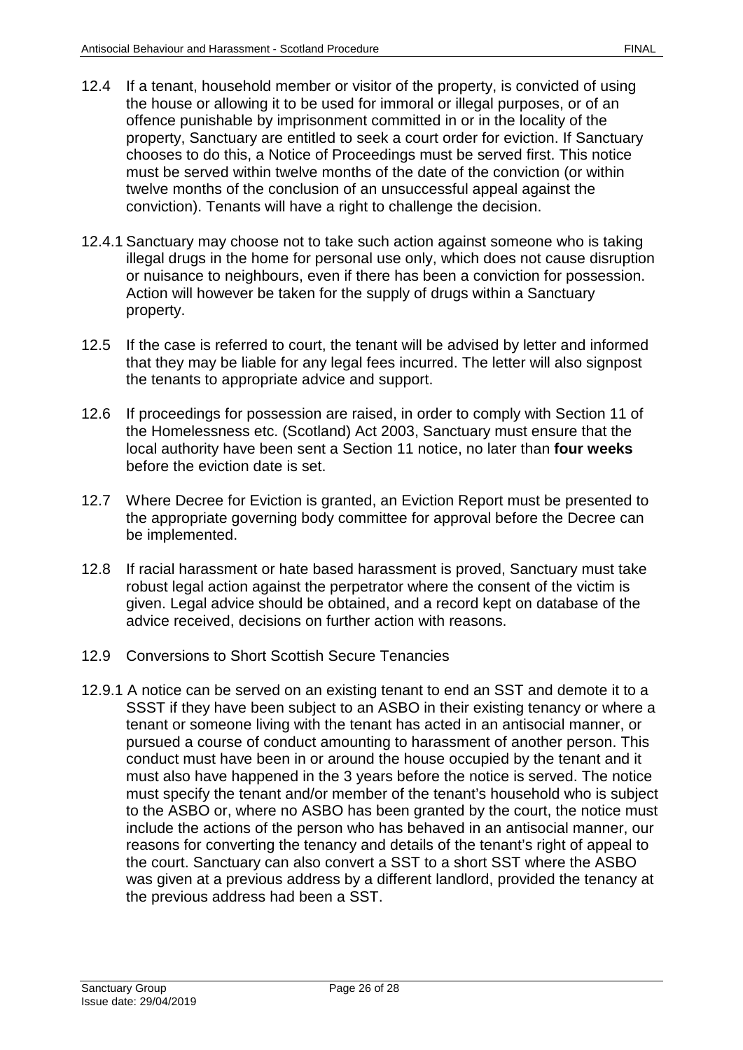12.4 If a tenant, household member or visitor of the property, is convicted of using the house or allowing it to be used for immoral or illegal purposes, or of an offence punishable by imprisonment committed in or in the locality of the property, Sanctuary are entitled to seek a court order for eviction. If Sanctuary chooses to do this, a Notice of Proceedings must be served first. This notice must be served within twelve months of the date of the conviction (or within twelve months of the conclusion of an unsuccessful appeal against the conviction). Tenants will have a right to challenge the decision.

12.4.1 Sanctuary may choose not to take such action against someone who is taking illegal drugs in the home for personal use only, which does not cause disruption or nuisance to neighbours, even if there has been a conviction for possession. Action will however be taken for the supply of drugs within a Sanctuary property.

12.5 If the case is referred to court, the tenant will be advised by letter and informed that they may be liable for any legal fees incurred. The letter will also signpost the tenants to appropriate advice and support.

12.6 If proceedings for possession are raised, in order to comply with Section 11 of the Homelessness etc. (Scotland) Act 2003, Sanctuary must ensure that the local authority have been sent a Section 11 notice, no later than **four weeks** before the eviction date is set.

12.7 Where Decree for Eviction is granted, an Eviction Report must be presented to the appropriate governing body committee for approval before the Decree can be implemented.

12.8 If racial harassment or hate based harassment is proved, Sanctuary must take robust legal action against the perpetrator where the consent of the victim is given. Legal advice should be obtained, and a record kept on database of the advice received, decisions on further action with reasons.

12.9 Conversions to Short Scottish Secure Tenancies

12.9.1 A notice can be served on an existing tenant to end an SST and demote it to a SSST if they have been subject to an ASBO in their existing tenancy or where a tenant or someone living with the tenant has acted in an antisocial manner, or pursued a course of conduct amounting to harassment of another person. This conduct must have been in or around the house occupied by the tenant and it must also have happened in the 3 years before the notice is served. The notice must specify the tenant and/or member of the tenant's household who is subject to the ASBO or, where no ASBO has been granted by the court, the notice must include the actions of the person who has behaved in an antisocial manner, our reasons for converting the tenancy and details of the tenant's right of appeal to the court. Sanctuary can also convert a SST to a short SST where the ASBO was given at a previous address by a different landlord, provided the tenancy at the previous address had been a SST.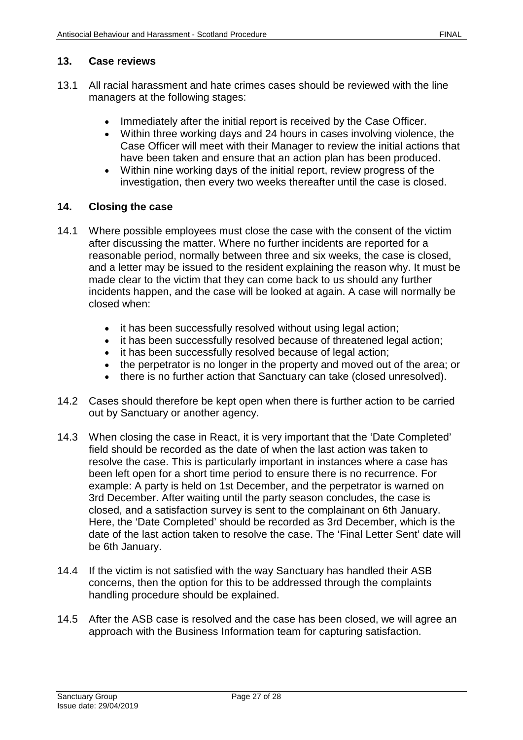## 13. Case reviews

13.1 All racial harassment and hate crimes cases should be reviewed with the line managers at the following stages:

- Immediately after the initial report is received by the Case Officer.
- Within three working days and 24 hours in cases involving violence, the Case Officer will meet with their Manager to review the initial actions that have been taken and ensure that an action plan has been produced.
- Within nine working days of the initial report, review progress of the investigation, then every two weeks thereafter until the case is closed.

## 14. Closing the case

14.1 Where possible employees must close the case with the consent of the victim after discussing the matter. Where no further incidents are reported for a reasonable period, normally between three and six weeks, the case is closed, and a letter may be issued to the resident explaining the reason why. It must be made clear to the victim that they can come back to us should any further incidents happen, and the case will be looked at again. A case will normally be closed when:

- it has been successfully resolved without using legal action;
- it has been successfully resolved because of threatened legal action;
- it has been successfully resolved because of legal action;
- the perpetrator is no longer in the property and moved out of the area; or
- there is no further action that Sanctuary can take (closed unresolved).

14.2 Cases should therefore be kept open when there is further action to be carried out by Sanctuary or another agency.

14.3 When closing the case in React, it is very important that the 'Date Completed' field should be recorded as the date of when the last action was taken to resolve the case. This is particularly important in instances where a case has been left open for a short time period to ensure there is no recurrence. For example: A party is held on 1st December, and the perpetrator is warned on 3rd December. After waiting until the party season concludes, the case is closed, and a satisfaction survey is sent to the complainant on 6th January. Here, the 'Date Completed' should be recorded as 3rd December, which is the date of the last action taken to resolve the case. The 'Final Letter Sent' date will be 6th January.

14.4 If the victim is not satisfied with the way Sanctuary has handled their ASB concerns, then the option for this to be addressed through the complaints handling procedure should be explained.

14.5 After the ASB case is resolved and the case has been closed, we will agree an approach with the Business Information team for capturing satisfaction.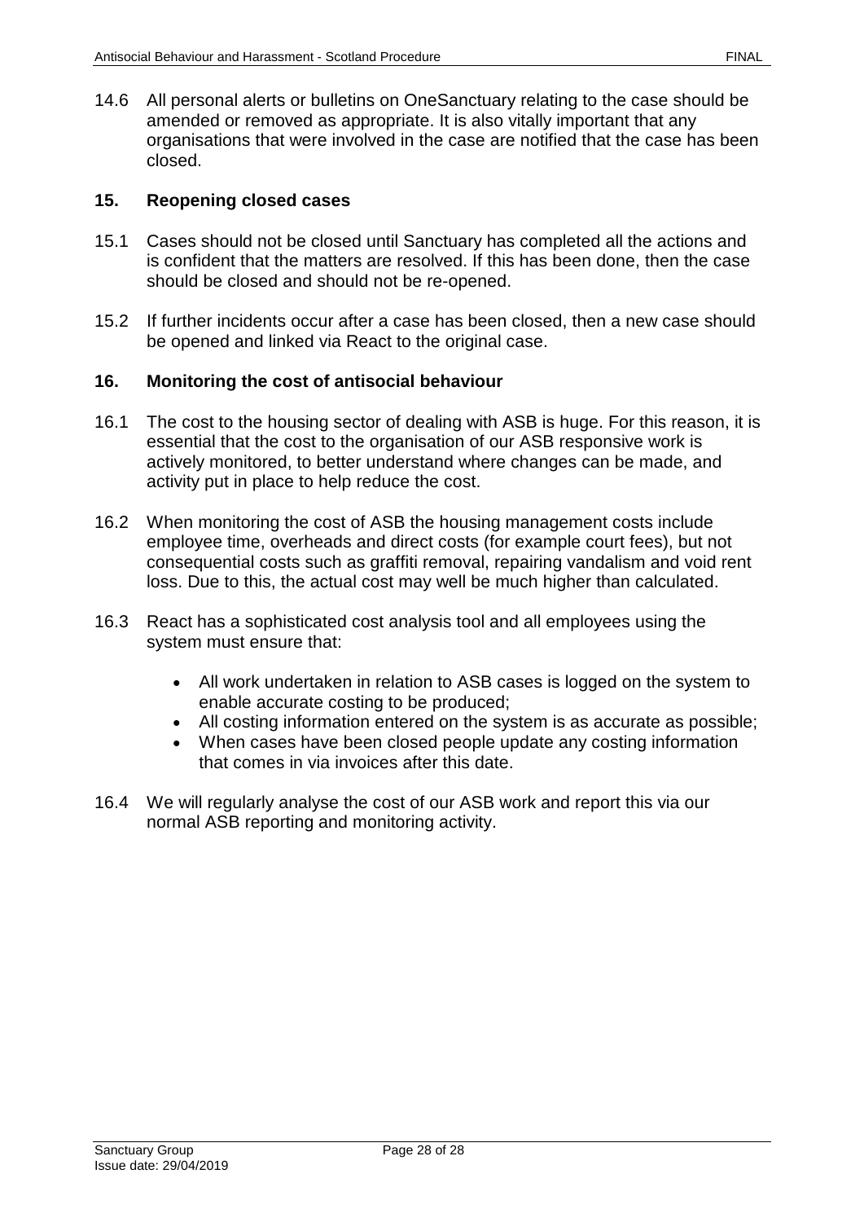14.6 All personal alerts or bulletins on OneSanctuary relating to the case should be amended or removed as appropriate. It is also vitally important that any organisations that were involved in the case are notified that the case has been closed.

## 15. Reopening closed cases

15.1 Cases should not be closed until Sanctuary has completed all the actions and is confident that the matters are resolved. If this has been done, then the case should be closed and should not be re-opened.

15.2 If further incidents occur after a case has been closed, then a new case should be opened and linked via React to the original case.

## 16. Monitoring the cost of antisocial behaviour

16.1 The cost to the housing sector of dealing with ASB is huge. For this reason, it is essential that the cost to the organisation of our ASB responsive work is actively monitored, to better understand where changes can be made, and activity put in place to help reduce the cost.

16.2 When monitoring the cost of ASB the housing management costs include employee time, overheads and direct costs (for example court fees), but not consequential costs such as graffiti removal, repairing vandalism and void rent loss. Due to this, the actual cost may well be much higher than calculated.

16.3 React has a sophisticated cost analysis tool and all employees using the system must ensure that:

- All work undertaken in relation to ASB cases is logged on the system to enable accurate costing to be produced;
- All costing information entered on the system is as accurate as possible;
- When cases have been closed people update any costing information that comes in via invoices after this date.

16.4 We will regularly analyse the cost of our ASB work and report this via our normal ASB reporting and monitoring activity.